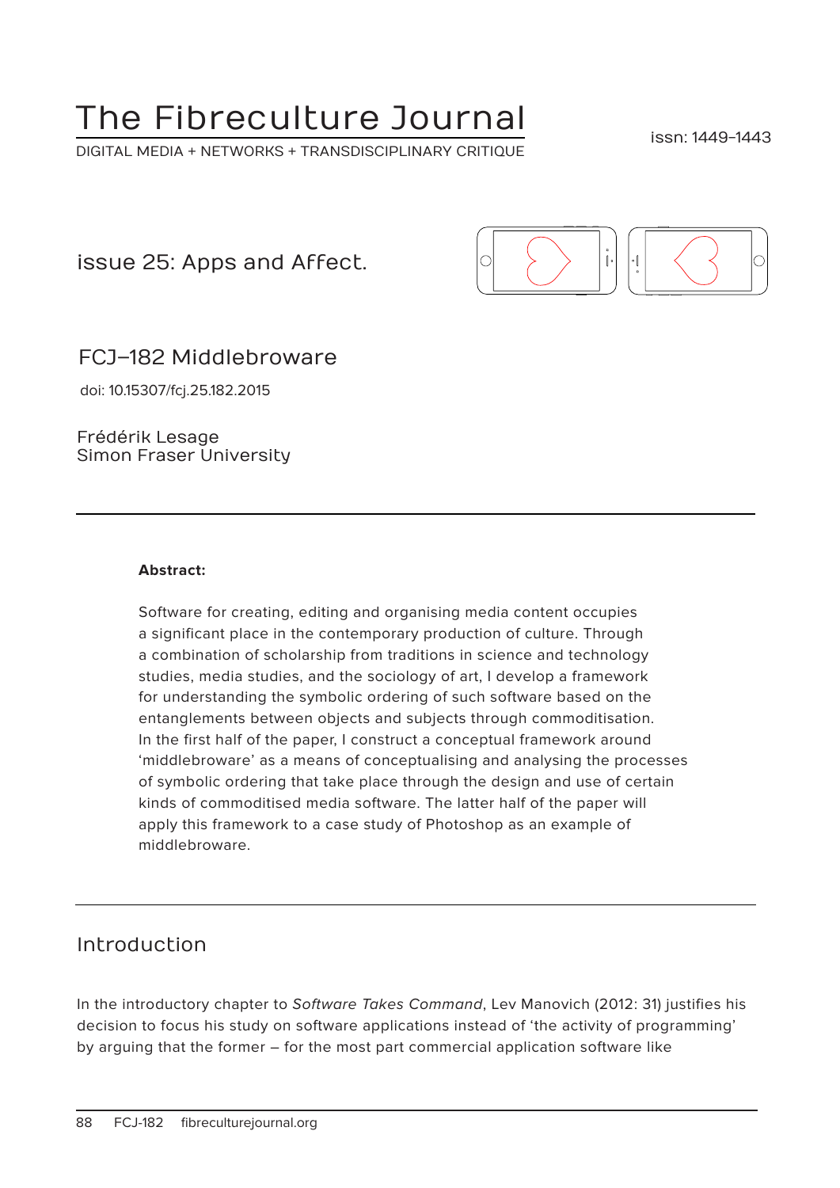# The Fibreculture Journal

DIGITAL MEDIA + NETWORKS + TRANSDISCIPLINARY CRITIQUE

issn: 1449-1443

issue 25: Apps and Affect.

## FCJ–182 Middlebroware

doi: 10.15307/fcj.25.182.2015

Frédérik Lesage
Simon Fraser University

---

**Abstract:**

Software for creating, editing and organising media content occupies a significant place in the contemporary production of culture. Through a combination of scholarship from traditions in science and technology studies, media studies, and the sociology of art, I develop a framework for understanding the symbolic ordering of such software based on the entanglements between objects and subjects through commoditisation. In the first half of the paper, I construct a conceptual framework around 'middlebroware' as a means of conceptualising and analysing the processes of symbolic ordering that take place through the design and use of certain kinds of commoditised media software. The latter half of the paper will apply this framework to a case study of Photoshop as an example of middlebroware.

---

## Introduction

In the introductory chapter to *Software Takes Command*, Lev Manovich (2012: 31) justifies his decision to focus his study on software applications instead of 'the activity of programming' by arguing that the former – for the most part commercial application software like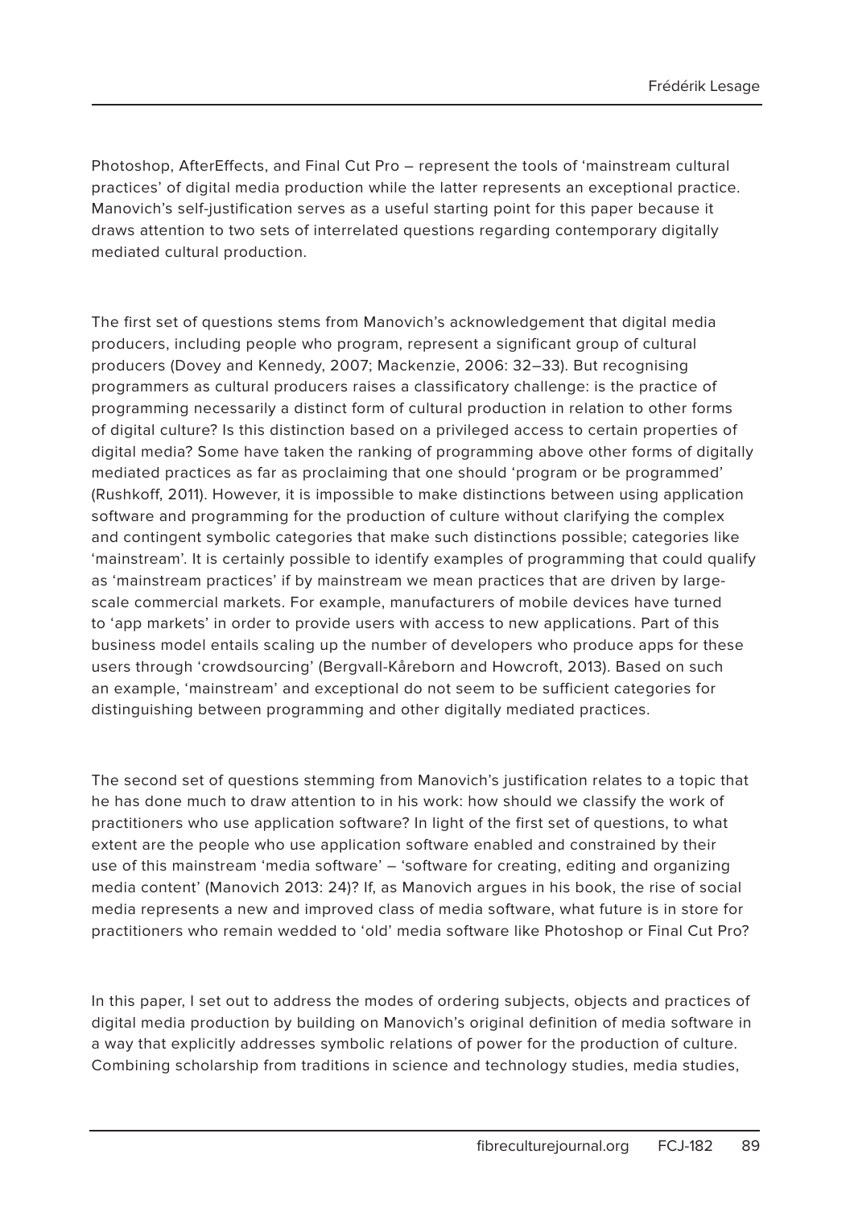Photoshop, AfterEffects, and Final Cut Pro – represent the tools of 'mainstream cultural practices' of digital media production while the latter represents an exceptional practice. Manovich's self-justification serves as a useful starting point for this paper because it draws attention to two sets of interrelated questions regarding contemporary digitally mediated cultural production.

The first set of questions stems from Manovich's acknowledgement that digital media producers, including people who program, represent a significant group of cultural producers (Dovey and Kennedy, 2007; Mackenzie, 2006: 32–33). But recognising programmers as cultural producers raises a classificatory challenge: is the practice of programming necessarily a distinct form of cultural production in relation to other forms of digital culture? Is this distinction based on a privileged access to certain properties of digital media? Some have taken the ranking of programming above other forms of digitally mediated practices as far as proclaiming that one should 'program or be programmed' (Rushkoff, 2011). However, it is impossible to make distinctions between using application software and programming for the production of culture without clarifying the complex and contingent symbolic categories that make such distinctions possible; categories like 'mainstream'. It is certainly possible to identify examples of programming that could qualify as 'mainstream practices' if by mainstream we mean practices that are driven by large-scale commercial markets. For example, manufacturers of mobile devices have turned to 'app markets' in order to provide users with access to new applications. Part of this business model entails scaling up the number of developers who produce apps for these users through 'crowdsourcing' (Bergvall-Kåreborn and Howcroft, 2013). Based on such an example, 'mainstream' and exceptional do not seem to be sufficient categories for distinguishing between programming and other digitally mediated practices.

The second set of questions stemming from Manovich's justification relates to a topic that he has done much to draw attention to in his work: how should we classify the work of practitioners who use application software? In light of the first set of questions, to what extent are the people who use application software enabled and constrained by their use of this mainstream 'media software' – 'software for creating, editing and organizing media content' (Manovich 2013: 24)? If, as Manovich argues in his book, the rise of social media represents a new and improved class of media software, what future is in store for practitioners who remain wedded to 'old' media software like Photoshop or Final Cut Pro?

In this paper, I set out to address the modes of ordering subjects, objects and practices of digital media production by building on Manovich's original definition of media software in a way that explicitly addresses symbolic relations of power for the production of culture. Combining scholarship from traditions in science and technology studies, media studies,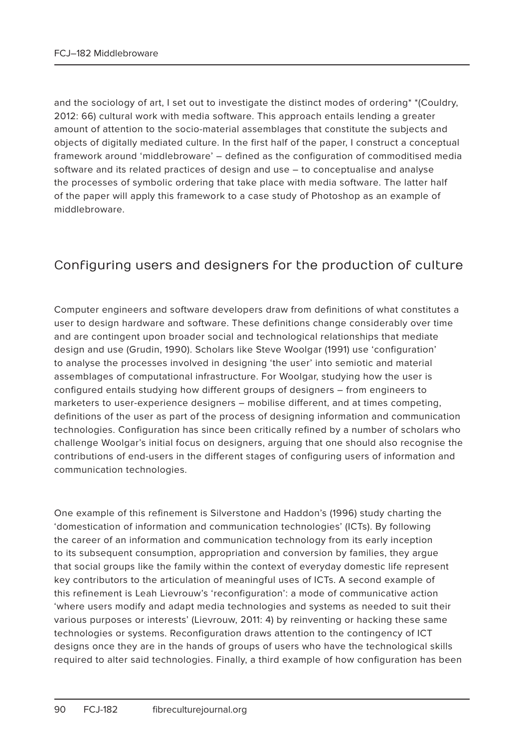and the sociology of art, I set out to investigate the distinct modes of ordering* *(Couldry, 2012: 66) cultural work with media software. This approach entails lending a greater amount of attention to the socio-material assemblages that constitute the subjects and objects of digitally mediated culture. In the first half of the paper, I construct a conceptual framework around 'middlebroware' – defined as the configuration of commoditised media software and its related practices of design and use – to conceptualise and analyse the processes of symbolic ordering that take place with media software. The latter half of the paper will apply this framework to a case study of Photoshop as an example of middlebroware.

## Configuring users and designers for the production of culture

Computer engineers and software developers draw from definitions of what constitutes a user to design hardware and software. These definitions change considerably over time and are contingent upon broader social and technological relationships that mediate design and use (Grudin, 1990). Scholars like Steve Woolgar (1991) use 'configuration' to analyse the processes involved in designing 'the user' into semiotic and material assemblages of computational infrastructure. For Woolgar, studying how the user is configured entails studying how different groups of designers – from engineers to marketers to user-experience designers – mobilise different, and at times competing, definitions of the user as part of the process of designing information and communication technologies. Configuration has since been critically refined by a number of scholars who challenge Woolgar's initial focus on designers, arguing that one should also recognise the contributions of end-users in the different stages of configuring users of information and communication technologies.

One example of this refinement is Silverstone and Haddon's (1996) study charting the 'domestication of information and communication technologies' (ICTs). By following the career of an information and communication technology from its early inception to its subsequent consumption, appropriation and conversion by families, they argue that social groups like the family within the context of everyday domestic life represent key contributors to the articulation of meaningful uses of ICTs. A second example of this refinement is Leah Lievrouw's 'reconfiguration': a mode of communicative action 'where users modify and adapt media technologies and systems as needed to suit their various purposes or interests' (Lievrouw, 2011: 4) by reinventing or hacking these same technologies or systems. Reconfiguration draws attention to the contingency of ICT designs once they are in the hands of groups of users who have the technological skills required to alter said technologies. Finally, a third example of how configuration has been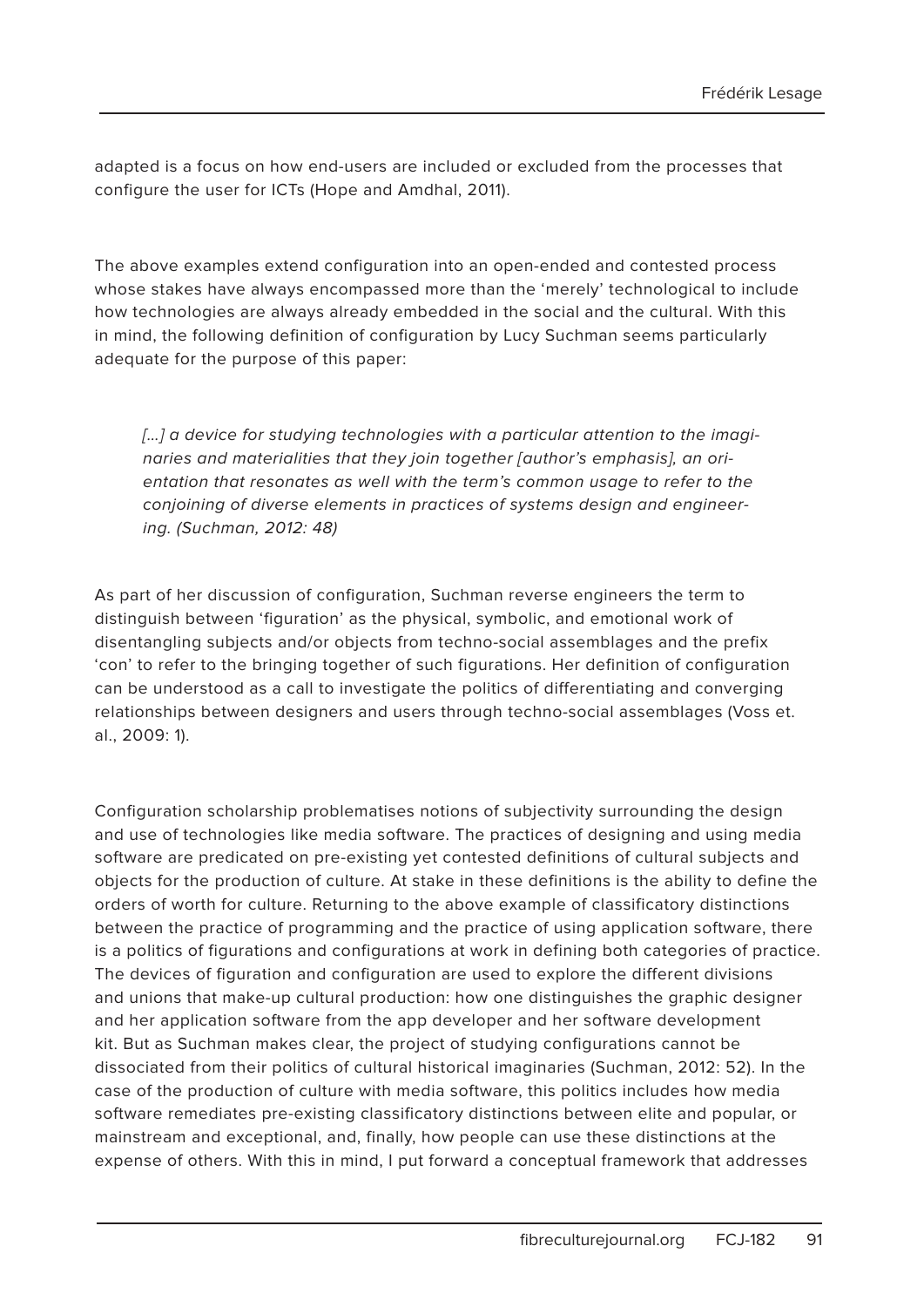adapted is a focus on how end-users are included or excluded from the processes that configure the user for ICTs (Hope and Amdhal, 2011).

The above examples extend configuration into an open-ended and contested process whose stakes have always encompassed more than the 'merely' technological to include how technologies are always already embedded in the social and the cultural. With this in mind, the following definition of configuration by Lucy Suchman seems particularly adequate for the purpose of this paper:

> *[...] a device for studying technologies with a particular attention to the imaginaries and materialities that they join together [author's emphasis], an orientation that resonates as well with the term's common usage to refer to the conjoining of diverse elements in practices of systems design and engineering. (Suchman, 2012: 48)*

As part of her discussion of configuration, Suchman reverse engineers the term to distinguish between 'figuration' as the physical, symbolic, and emotional work of disentangling subjects and/or objects from techno-social assemblages and the prefix 'con' to refer to the bringing together of such figurations. Her definition of configuration can be understood as a call to investigate the politics of differentiating and converging relationships between designers and users through techno-social assemblages (Voss et. al., 2009: 1).

Configuration scholarship problematises notions of subjectivity surrounding the design and use of technologies like media software. The practices of designing and using media software are predicated on pre-existing yet contested definitions of cultural subjects and objects for the production of culture. At stake in these definitions is the ability to define the orders of worth for culture. Returning to the above example of classificatory distinctions between the practice of programming and the practice of using application software, there is a politics of figurations and configurations at work in defining both categories of practice. The devices of figuration and configuration are used to explore the different divisions and unions that make-up cultural production: how one distinguishes the graphic designer and her application software from the app developer and her software development kit. But as Suchman makes clear, the project of studying configurations cannot be dissociated from their politics of cultural historical imaginaries (Suchman, 2012: 52). In the case of the production of culture with media software, this politics includes how media software remediates pre-existing classificatory distinctions between elite and popular, or mainstream and exceptional, and, finally, how people can use these distinctions at the expense of others. With this in mind, I put forward a conceptual framework that addresses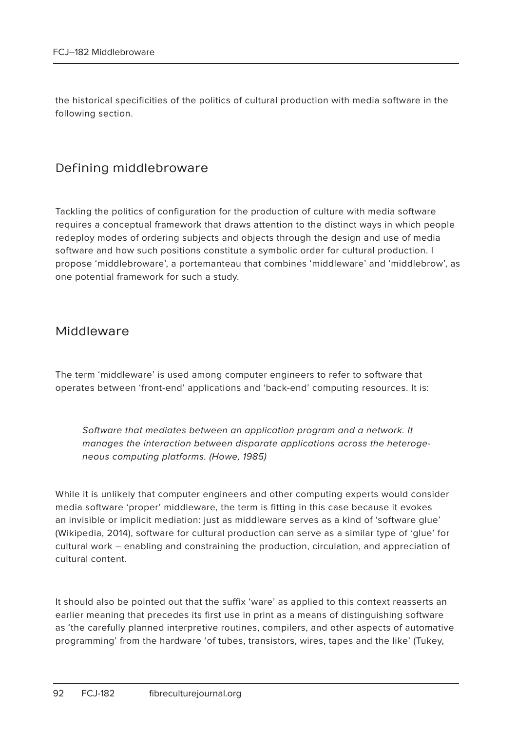the historical specificities of the politics of cultural production with media software in the following section.

## Defining middlebroware

Tackling the politics of configuration for the production of culture with media software requires a conceptual framework that draws attention to the distinct ways in which people redeploy modes of ordering subjects and objects through the design and use of media software and how such positions constitute a symbolic order for cultural production. I propose 'middlebroware', a portemanteau that combines 'middleware' and 'middlebrow', as one potential framework for such a study.

## Middleware

The term 'middleware' is used among computer engineers to refer to software that operates between 'front-end' applications and 'back-end' computing resources. It is:

> *Software that mediates between an application program and a network. It manages the interaction between disparate applications across the heterogeneous computing platforms. (Howe, 1985)*

While it is unlikely that computer engineers and other computing experts would consider media software 'proper' middleware, the term is fitting in this case because it evokes an invisible or implicit mediation: just as middleware serves as a kind of 'software glue' (Wikipedia, 2014), software for cultural production can serve as a similar type of 'glue' for cultural work – enabling and constraining the production, circulation, and appreciation of cultural content.

It should also be pointed out that the suffix 'ware' as applied to this context reasserts an earlier meaning that precedes its first use in print as a means of distinguishing software as 'the carefully planned interpretive routines, compilers, and other aspects of automative programming' from the hardware 'of tubes, transistors, wires, tapes and the like' (Tukey,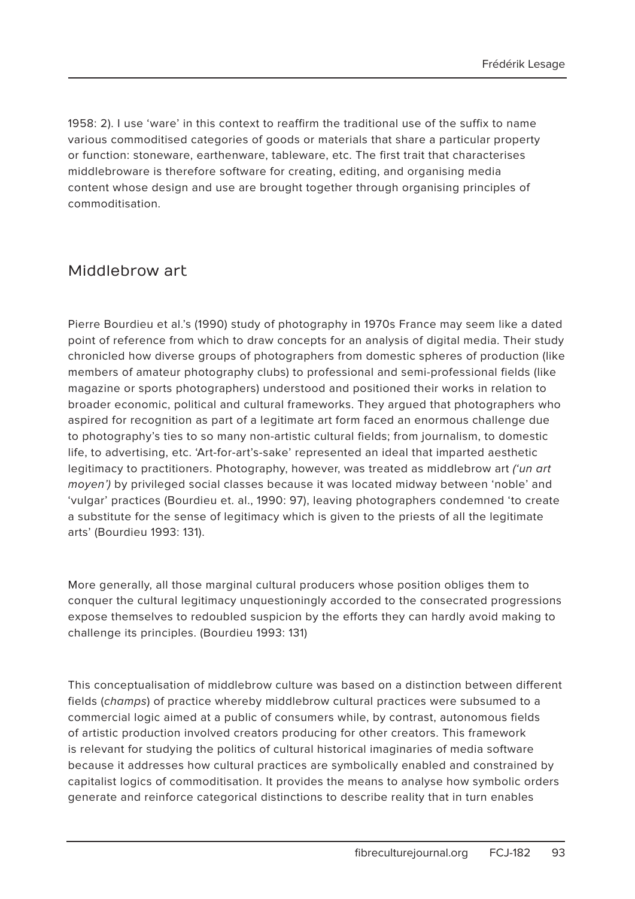1958: 2). I use 'ware' in this context to reaffirm the traditional use of the suffix to name various commoditised categories of goods or materials that share a particular property or function: stoneware, earthenware, tableware, etc. The first trait that characterises middlebroware is therefore software for creating, editing, and organising media content whose design and use are brought together through organising principles of commoditisation.

## Middlebrow art

Pierre Bourdieu et al.'s (1990) study of photography in 1970s France may seem like a dated point of reference from which to draw concepts for an analysis of digital media. Their study chronicled how diverse groups of photographers from domestic spheres of production (like members of amateur photography clubs) to professional and semi-professional fields (like magazine or sports photographers) understood and positioned their works in relation to broader economic, political and cultural frameworks. They argued that photographers who aspired for recognition as part of a legitimate art form faced an enormous challenge due to photography's ties to so many non-artistic cultural fields; from journalism, to domestic life, to advertising, etc. 'Art-for-art's-sake' represented an ideal that imparted aesthetic legitimacy to practitioners. Photography, however, was treated as middlebrow art *('un art moyen')* by privileged social classes because it was located midway between 'noble' and 'vulgar' practices (Bourdieu et. al., 1990: 97), leaving photographers condemned 'to create a substitute for the sense of legitimacy which is given to the priests of all the legitimate arts' (Bourdieu 1993: 131).

> More generally, all those marginal cultural producers whose position obliges them to conquer the cultural legitimacy unquestioningly accorded to the consecrated progressions expose themselves to redoubled suspicion by the efforts they can hardly avoid making to challenge its principles. (Bourdieu 1993: 131)

This conceptualisation of middlebrow culture was based on a distinction between different fields (*champs*) of practice whereby middlebrow cultural practices were subsumed to a commercial logic aimed at a public of consumers while, by contrast, autonomous fields of artistic production involved creators producing for other creators. This framework is relevant for studying the politics of cultural historical imaginaries of media software because it addresses how cultural practices are symbolically enabled and constrained by capitalist logics of commoditisation. It provides the means to analyse how symbolic orders generate and reinforce categorical distinctions to describe reality that in turn enables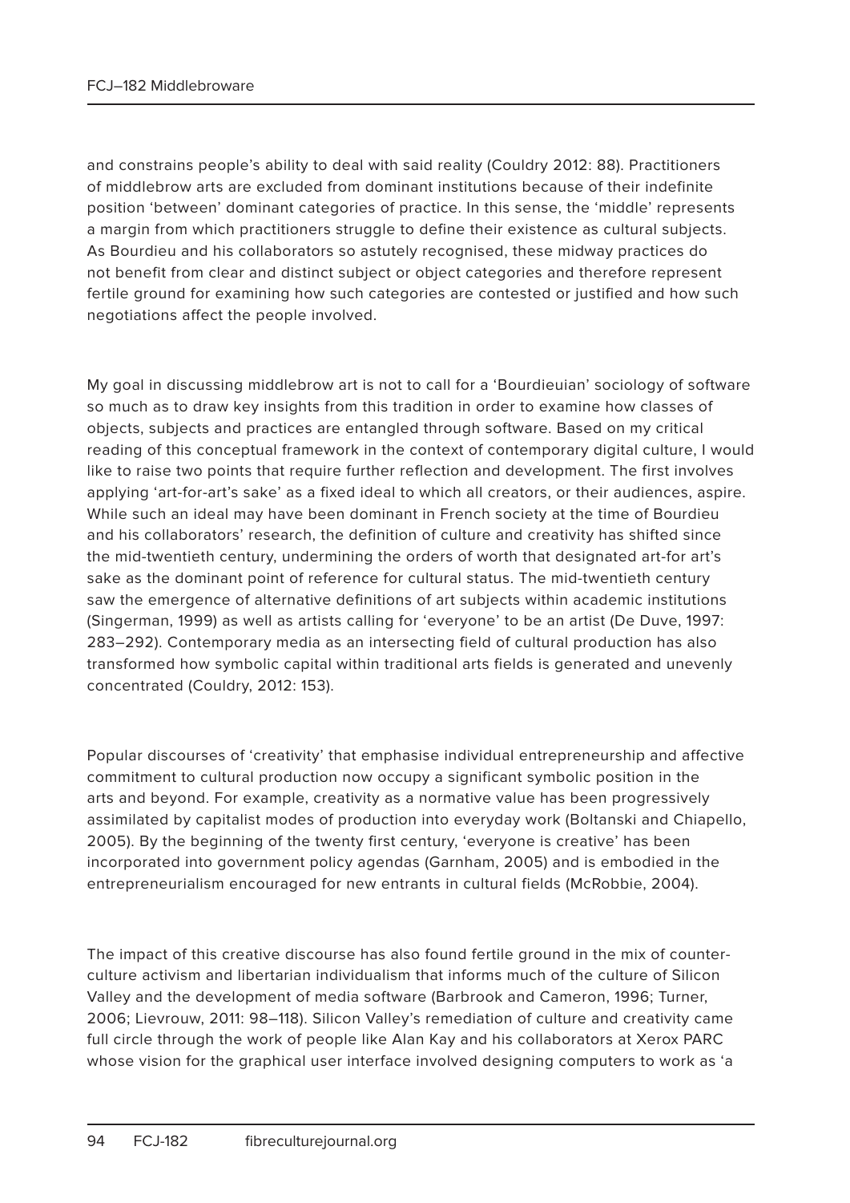and constrains people's ability to deal with said reality (Couldry 2012: 88). Practitioners of middlebrow arts are excluded from dominant institutions because of their indefinite position 'between' dominant categories of practice. In this sense, the 'middle' represents a margin from which practitioners struggle to define their existence as cultural subjects. As Bourdieu and his collaborators so astutely recognised, these midway practices do not benefit from clear and distinct subject or object categories and therefore represent fertile ground for examining how such categories are contested or justified and how such negotiations affect the people involved.

My goal in discussing middlebrow art is not to call for a 'Bourdieuian' sociology of software so much as to draw key insights from this tradition in order to examine how classes of objects, subjects and practices are entangled through software. Based on my critical reading of this conceptual framework in the context of contemporary digital culture, I would like to raise two points that require further reflection and development. The first involves applying 'art-for-art's sake' as a fixed ideal to which all creators, or their audiences, aspire. While such an ideal may have been dominant in French society at the time of Bourdieu and his collaborators' research, the definition of culture and creativity has shifted since the mid-twentieth century, undermining the orders of worth that designated art-for art's sake as the dominant point of reference for cultural status. The mid-twentieth century saw the emergence of alternative definitions of art subjects within academic institutions (Singerman, 1999) as well as artists calling for 'everyone' to be an artist (De Duve, 1997: 283–292). Contemporary media as an intersecting field of cultural production has also transformed how symbolic capital within traditional arts fields is generated and unevenly concentrated (Couldry, 2012: 153).

Popular discourses of 'creativity' that emphasise individual entrepreneurship and affective commitment to cultural production now occupy a significant symbolic position in the arts and beyond. For example, creativity as a normative value has been progressively assimilated by capitalist modes of production into everyday work (Boltanski and Chiapello, 2005). By the beginning of the twenty first century, 'everyone is creative' has been incorporated into government policy agendas (Garnham, 2005) and is embodied in the entrepreneurialism encouraged for new entrants in cultural fields (McRobbie, 2004).

The impact of this creative discourse has also found fertile ground in the mix of counter-culture activism and libertarian individualism that informs much of the culture of Silicon Valley and the development of media software (Barbrook and Cameron, 1996; Turner, 2006; Lievrouw, 2011: 98–118). Silicon Valley's remediation of culture and creativity came full circle through the work of people like Alan Kay and his collaborators at Xerox PARC whose vision for the graphical user interface involved designing computers to work as 'a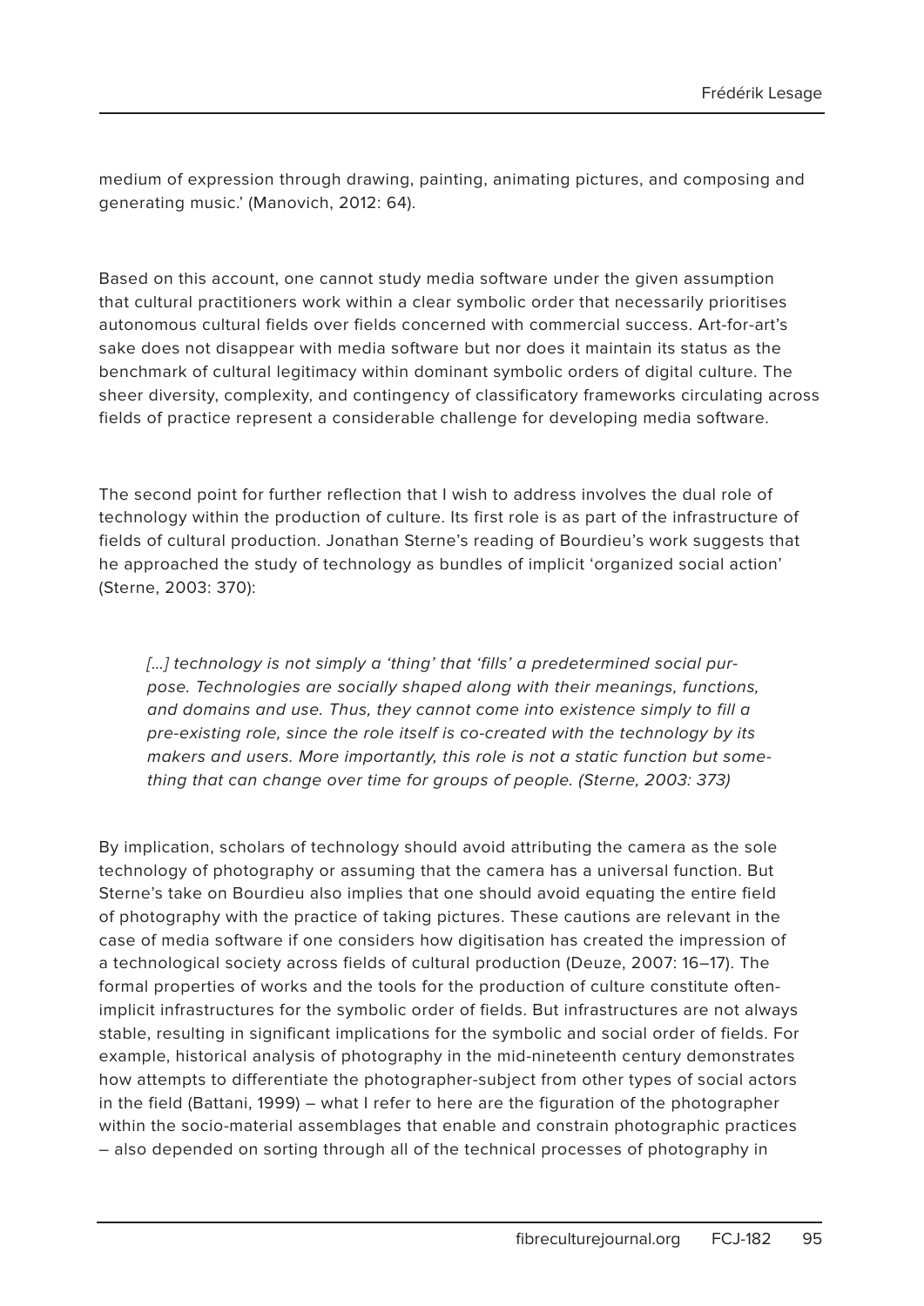medium of expression through drawing, painting, animating pictures, and composing and generating music.' (Manovich, 2012: 64).

Based on this account, one cannot study media software under the given assumption that cultural practitioners work within a clear symbolic order that necessarily prioritises autonomous cultural fields over fields concerned with commercial success. Art-for-art's sake does not disappear with media software but nor does it maintain its status as the benchmark of cultural legitimacy within dominant symbolic orders of digital culture. The sheer diversity, complexity, and contingency of classificatory frameworks circulating across fields of practice represent a considerable challenge for developing media software.

The second point for further reflection that I wish to address involves the dual role of technology within the production of culture. Its first role is as part of the infrastructure of fields of cultural production. Jonathan Sterne's reading of Bourdieu's work suggests that he approached the study of technology as bundles of implicit 'organized social action' (Sterne, 2003: 370):

> *[...] technology is not simply a 'thing' that 'fills' a predetermined social purpose. Technologies are socially shaped along with their meanings, functions, and domains and use. Thus, they cannot come into existence simply to fill a pre-existing role, since the role itself is co-created with the technology by its makers and users. More importantly, this role is not a static function but something that can change over time for groups of people. (Sterne, 2003: 373)*

By implication, scholars of technology should avoid attributing the camera as the sole technology of photography or assuming that the camera has a universal function. But Sterne's take on Bourdieu also implies that one should avoid equating the entire field of photography with the practice of taking pictures. These cautions are relevant in the case of media software if one considers how digitisation has created the impression of a technological society across fields of cultural production (Deuze, 2007: 16–17). The formal properties of works and the tools for the production of culture constitute often-implicit infrastructures for the symbolic order of fields. But infrastructures are not always stable, resulting in significant implications for the symbolic and social order of fields. For example, historical analysis of photography in the mid-nineteenth century demonstrates how attempts to differentiate the photographer-subject from other types of social actors in the field (Battani, 1999) – what I refer to here are the figuration of the photographer within the socio-material assemblages that enable and constrain photographic practices – also depended on sorting through all of the technical processes of photography in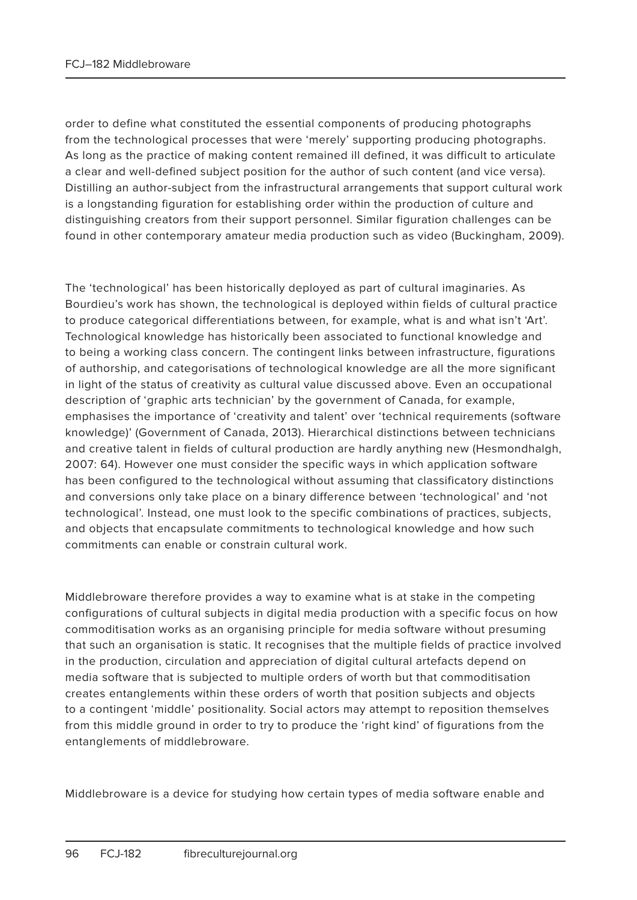order to define what constituted the essential components of producing photographs from the technological processes that were 'merely' supporting producing photographs. As long as the practice of making content remained ill defined, it was difficult to articulate a clear and well-defined subject position for the author of such content (and vice versa). Distilling an author-subject from the infrastructural arrangements that support cultural work is a longstanding figuration for establishing order within the production of culture and distinguishing creators from their support personnel. Similar figuration challenges can be found in other contemporary amateur media production such as video (Buckingham, 2009).

The 'technological' has been historically deployed as part of cultural imaginaries. As Bourdieu's work has shown, the technological is deployed within fields of cultural practice to produce categorical differentiations between, for example, what is and what isn't 'Art'. Technological knowledge has historically been associated to functional knowledge and to being a working class concern. The contingent links between infrastructure, figurations of authorship, and categorisations of technological knowledge are all the more significant in light of the status of creativity as cultural value discussed above. Even an occupational description of 'graphic arts technician' by the government of Canada, for example, emphasises the importance of 'creativity and talent' over 'technical requirements (software knowledge)' (Government of Canada, 2013). Hierarchical distinctions between technicians and creative talent in fields of cultural production are hardly anything new (Hesmondhalgh, 2007: 64). However one must consider the specific ways in which application software has been configured to the technological without assuming that classificatory distinctions and conversions only take place on a binary difference between 'technological' and 'not technological'. Instead, one must look to the specific combinations of practices, subjects, and objects that encapsulate commitments to technological knowledge and how such commitments can enable or constrain cultural work.

Middlebroware therefore provides a way to examine what is at stake in the competing configurations of cultural subjects in digital media production with a specific focus on how commoditisation works as an organising principle for media software without presuming that such an organisation is static. It recognises that the multiple fields of practice involved in the production, circulation and appreciation of digital cultural artefacts depend on media software that is subjected to multiple orders of worth but that commoditisation creates entanglements within these orders of worth that position subjects and objects to a contingent 'middle' positionality. Social actors may attempt to reposition themselves from this middle ground in order to try to produce the 'right kind' of figurations from the entanglements of middlebroware.

Middlebroware is a device for studying how certain types of media software enable and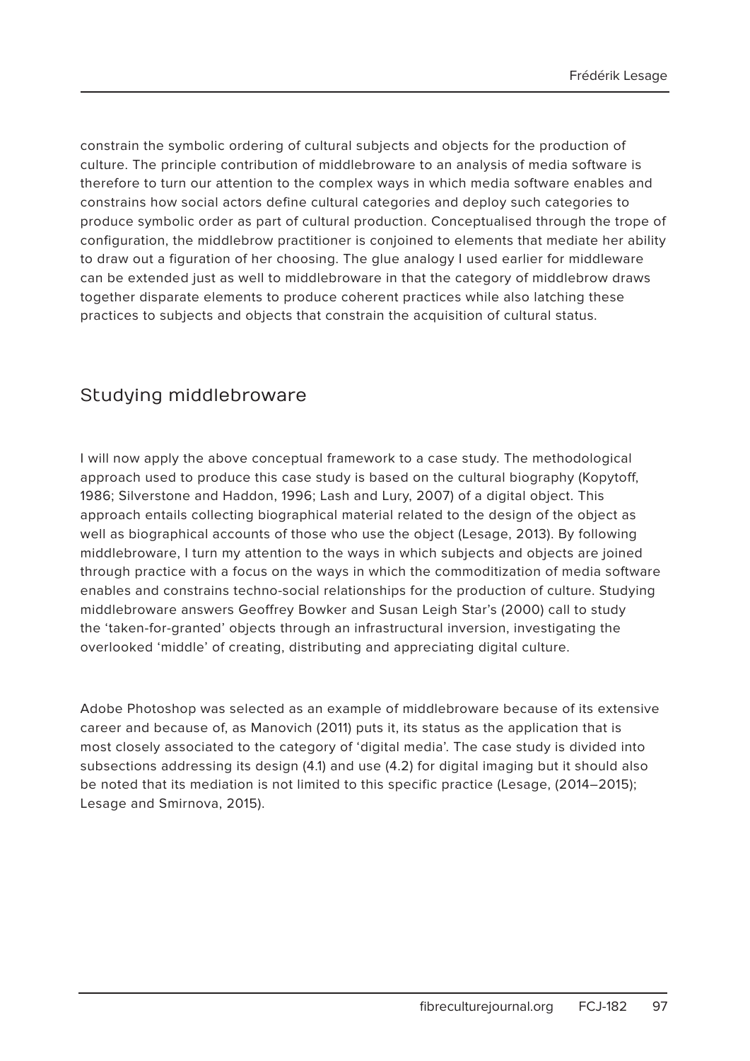constrain the symbolic ordering of cultural subjects and objects for the production of culture. The principle contribution of middlebroware to an analysis of media software is therefore to turn our attention to the complex ways in which media software enables and constrains how social actors define cultural categories and deploy such categories to produce symbolic order as part of cultural production. Conceptualised through the trope of configuration, the middlebrow practitioner is conjoined to elements that mediate her ability to draw out a figuration of her choosing. The glue analogy I used earlier for middleware can be extended just as well to middlebroware in that the category of middlebrow draws together disparate elements to produce coherent practices while also latching these practices to subjects and objects that constrain the acquisition of cultural status.

## Studying middlebroware

I will now apply the above conceptual framework to a case study. The methodological approach used to produce this case study is based on the cultural biography (Kopytoff, 1986; Silverstone and Haddon, 1996; Lash and Lury, 2007) of a digital object. This approach entails collecting biographical material related to the design of the object as well as biographical accounts of those who use the object (Lesage, 2013). By following middlebroware, I turn my attention to the ways in which subjects and objects are joined through practice with a focus on the ways in which the commoditization of media software enables and constrains techno-social relationships for the production of culture. Studying middlebroware answers Geoffrey Bowker and Susan Leigh Star's (2000) call to study the 'taken-for-granted' objects through an infrastructural inversion, investigating the overlooked 'middle' of creating, distributing and appreciating digital culture.

Adobe Photoshop was selected as an example of middlebroware because of its extensive career and because of, as Manovich (2011) puts it, its status as the application that is most closely associated to the category of 'digital media'. The case study is divided into subsections addressing its design (4.1) and use (4.2) for digital imaging but it should also be noted that its mediation is not limited to this specific practice (Lesage, (2014–2015); Lesage and Smirnova, 2015).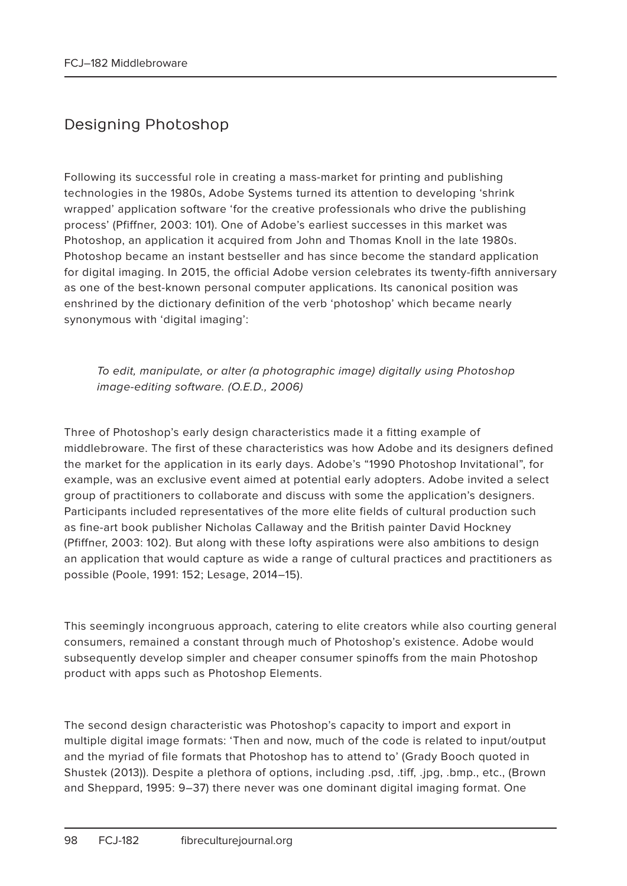## Designing Photoshop

Following its successful role in creating a mass-market for printing and publishing technologies in the 1980s, Adobe Systems turned its attention to developing 'shrink wrapped' application software 'for the creative professionals who drive the publishing process' (Pfiffner, 2003: 101). One of Adobe's earliest successes in this market was Photoshop, an application it acquired from John and Thomas Knoll in the late 1980s. Photoshop became an instant bestseller and has since become the standard application for digital imaging. In 2015, the official Adobe version celebrates its twenty-fifth anniversary as one of the best-known personal computer applications. Its canonical position was enshrined by the dictionary definition of the verb 'photoshop' which became nearly synonymous with 'digital imaging':

> *To edit, manipulate, or alter (a photographic image) digitally using Photoshop image-editing software. (O.E.D., 2006)*

Three of Photoshop's early design characteristics made it a fitting example of middlebroware. The first of these characteristics was how Adobe and its designers defined the market for the application in its early days. Adobe's "1990 Photoshop Invitational", for example, was an exclusive event aimed at potential early adopters. Adobe invited a select group of practitioners to collaborate and discuss with some the application's designers. Participants included representatives of the more elite fields of cultural production such as fine-art book publisher Nicholas Callaway and the British painter David Hockney (Pfiffner, 2003: 102). But along with these lofty aspirations were also ambitions to design an application that would capture as wide a range of cultural practices and practitioners as possible (Poole, 1991: 152; Lesage, 2014–15).

This seemingly incongruous approach, catering to elite creators while also courting general consumers, remained a constant through much of Photoshop's existence. Adobe would subsequently develop simpler and cheaper consumer spinoffs from the main Photoshop product with apps such as Photoshop Elements.

The second design characteristic was Photoshop's capacity to import and export in multiple digital image formats: 'Then and now, much of the code is related to input/output and the myriad of file formats that Photoshop has to attend to' (Grady Booch quoted in Shustek (2013)). Despite a plethora of options, including .psd, .tiff, .jpg, .bmp., etc., (Brown and Sheppard, 1995: 9–37) there never was one dominant digital imaging format. One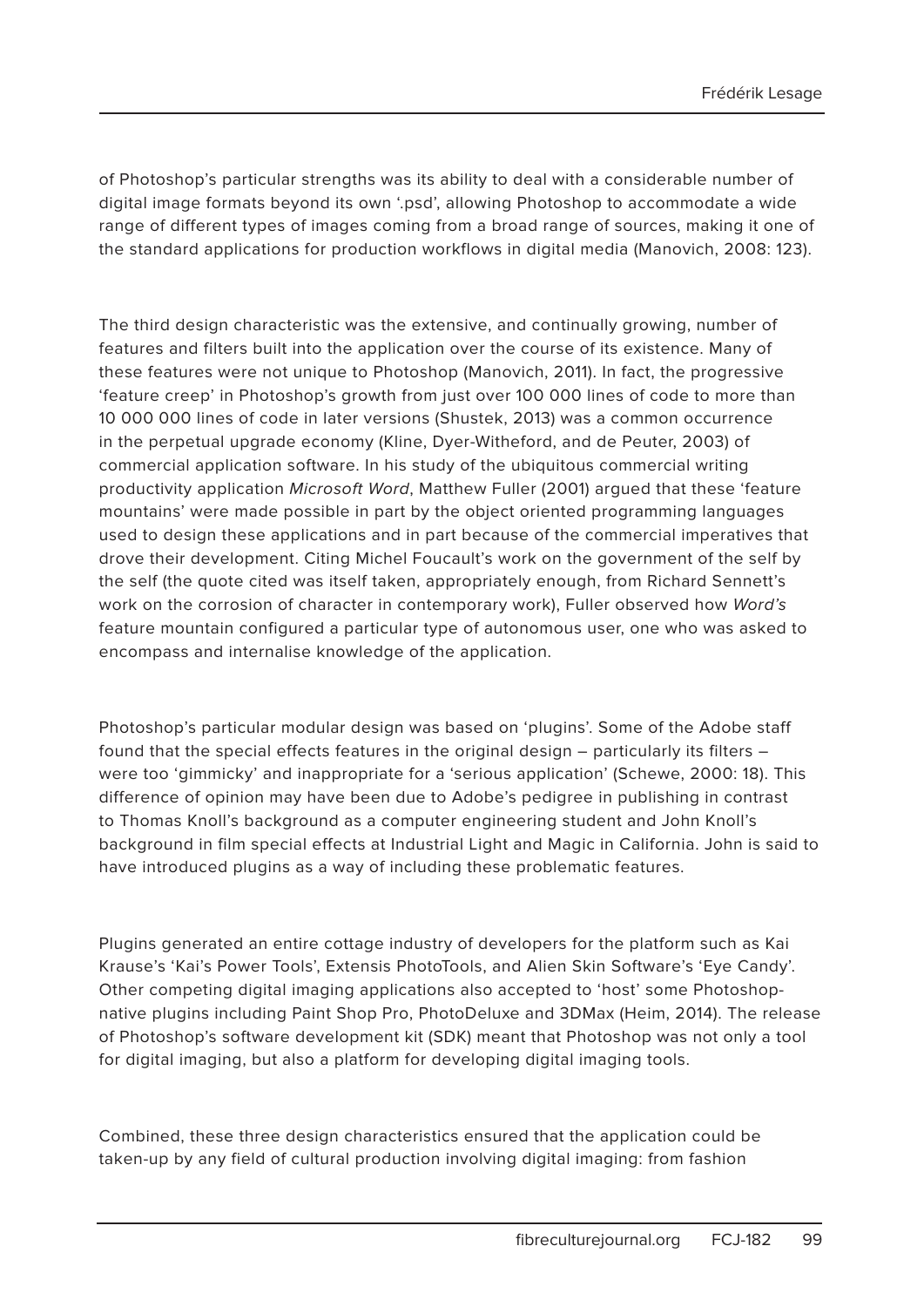of Photoshop's particular strengths was its ability to deal with a considerable number of digital image formats beyond its own '.psd', allowing Photoshop to accommodate a wide range of different types of images coming from a broad range of sources, making it one of the standard applications for production workflows in digital media (Manovich, 2008: 123).

The third design characteristic was the extensive, and continually growing, number of features and filters built into the application over the course of its existence. Many of these features were not unique to Photoshop (Manovich, 2011). In fact, the progressive 'feature creep' in Photoshop's growth from just over 100 000 lines of code to more than 10 000 000 lines of code in later versions (Shustek, 2013) was a common occurrence in the perpetual upgrade economy (Kline, Dyer-Witheford, and de Peuter, 2003) of commercial application software. In his study of the ubiquitous commercial writing productivity application *Microsoft Word*, Matthew Fuller (2001) argued that these 'feature mountains' were made possible in part by the object oriented programming languages used to design these applications and in part because of the commercial imperatives that drove their development. Citing Michel Foucault's work on the government of the self by the self (the quote cited was itself taken, appropriately enough, from Richard Sennett's work on the corrosion of character in contemporary work), Fuller observed how *Word's* feature mountain configured a particular type of autonomous user, one who was asked to encompass and internalise knowledge of the application.

Photoshop's particular modular design was based on 'plugins'. Some of the Adobe staff found that the special effects features in the original design – particularly its filters – were too 'gimmicky' and inappropriate for a 'serious application' (Schewe, 2000: 18). This difference of opinion may have been due to Adobe's pedigree in publishing in contrast to Thomas Knoll's background as a computer engineering student and John Knoll's background in film special effects at Industrial Light and Magic in California. John is said to have introduced plugins as a way of including these problematic features.

Plugins generated an entire cottage industry of developers for the platform such as Kai Krause's 'Kai's Power Tools', Extensis PhotoTools, and Alien Skin Software's 'Eye Candy'. Other competing digital imaging applications also accepted to 'host' some Photoshop-native plugins including Paint Shop Pro, PhotoDeluxe and 3DMax (Heim, 2014). The release of Photoshop's software development kit (SDK) meant that Photoshop was not only a tool for digital imaging, but also a platform for developing digital imaging tools.

Combined, these three design characteristics ensured that the application could be taken-up by any field of cultural production involving digital imaging: from fashion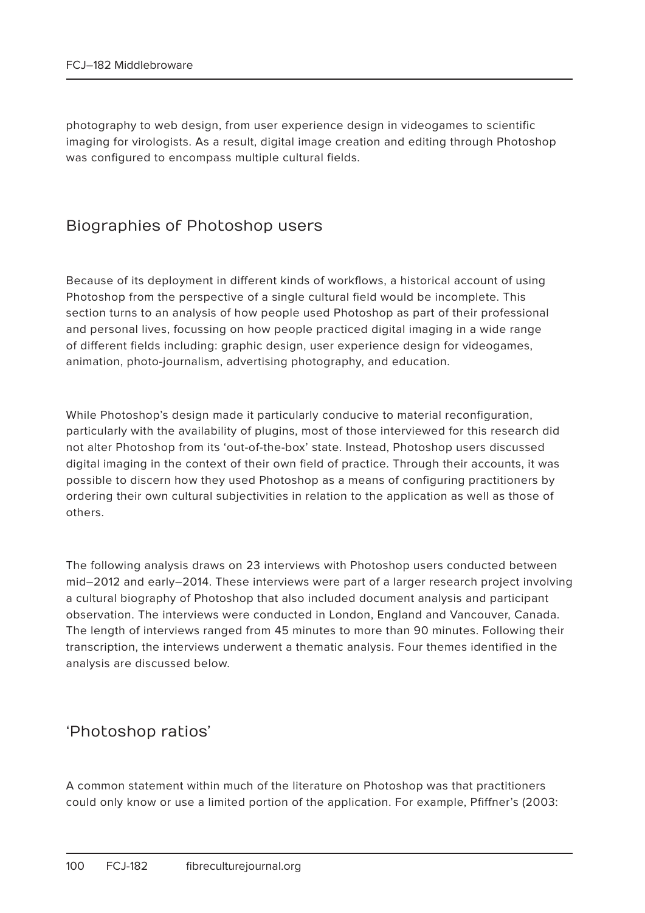photography to web design, from user experience design in videogames to scientific imaging for virologists. As a result, digital image creation and editing through Photoshop was configured to encompass multiple cultural fields.

## Biographies of Photoshop users

Because of its deployment in different kinds of workflows, a historical account of using Photoshop from the perspective of a single cultural field would be incomplete. This section turns to an analysis of how people used Photoshop as part of their professional and personal lives, focussing on how people practiced digital imaging in a wide range of different fields including: graphic design, user experience design for videogames, animation, photo-journalism, advertising photography, and education.

While Photoshop's design made it particularly conducive to material reconfiguration, particularly with the availability of plugins, most of those interviewed for this research did not alter Photoshop from its 'out-of-the-box' state. Instead, Photoshop users discussed digital imaging in the context of their own field of practice. Through their accounts, it was possible to discern how they used Photoshop as a means of configuring practitioners by ordering their own cultural subjectivities in relation to the application as well as those of others.

The following analysis draws on 23 interviews with Photoshop users conducted between mid–2012 and early–2014. These interviews were part of a larger research project involving a cultural biography of Photoshop that also included document analysis and participant observation. The interviews were conducted in London, England and Vancouver, Canada. The length of interviews ranged from 45 minutes to more than 90 minutes. Following their transcription, the interviews underwent a thematic analysis. Four themes identified in the analysis are discussed below.

## 'Photoshop ratios'

A common statement within much of the literature on Photoshop was that practitioners could only know or use a limited portion of the application. For example, Pfiffner's (2003: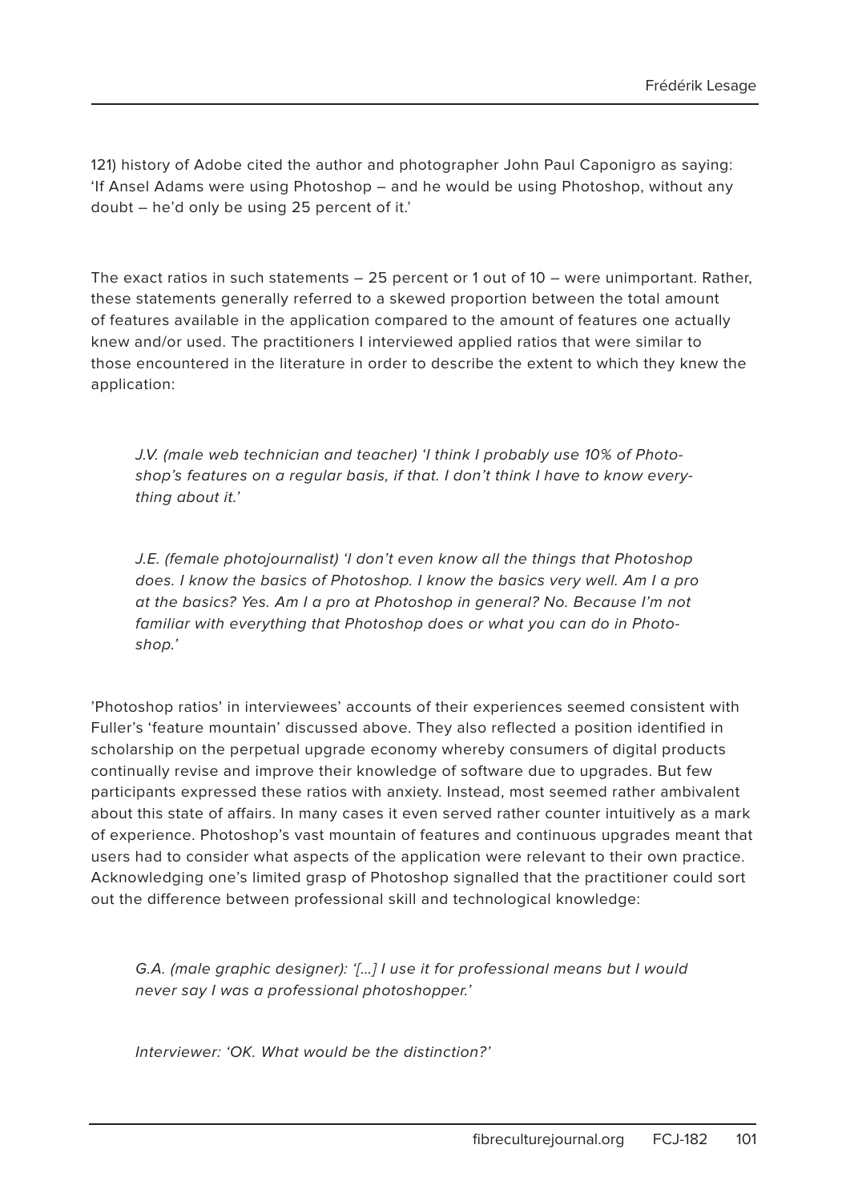121) history of Adobe cited the author and photographer John Paul Caponigro as saying: 'If Ansel Adams were using Photoshop – and he would be using Photoshop, without any doubt – he'd only be using 25 percent of it.'

The exact ratios in such statements – 25 percent or 1 out of 10 – were unimportant. Rather, these statements generally referred to a skewed proportion between the total amount of features available in the application compared to the amount of features one actually knew and/or used. The practitioners I interviewed applied ratios that were similar to those encountered in the literature in order to describe the extent to which they knew the application:

> *J.V. (male web technician and teacher) 'I think I probably use 10% of Photoshop's features on a regular basis, if that. I don't think I have to know everything about it.'*

> *J.E. (female photojournalist) 'I don't even know all the things that Photoshop does. I know the basics of Photoshop. I know the basics very well. Am I a pro at the basics? Yes. Am I a pro at Photoshop in general? No. Because I'm not familiar with everything that Photoshop does or what you can do in Photoshop.'*

'Photoshop ratios' in interviewees' accounts of their experiences seemed consistent with Fuller's 'feature mountain' discussed above. They also reflected a position identified in scholarship on the perpetual upgrade economy whereby consumers of digital products continually revise and improve their knowledge of software due to upgrades. But few participants expressed these ratios with anxiety. Instead, most seemed rather ambivalent about this state of affairs. In many cases it even served rather counter intuitively as a mark of experience. Photoshop's vast mountain of features and continuous upgrades meant that users had to consider what aspects of the application were relevant to their own practice. Acknowledging one's limited grasp of Photoshop signalled that the practitioner could sort out the difference between professional skill and technological knowledge:

> *G.A. (male graphic designer): '[...] I use it for professional means but I would never say I was a professional photoshopper.'*

> *Interviewer: 'OK. What would be the distinction?'*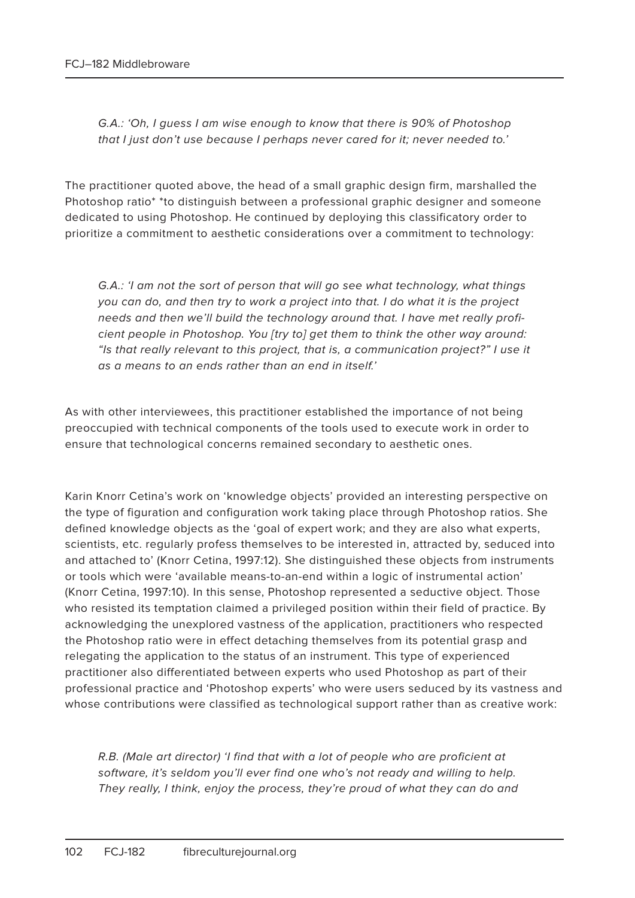*G.A.: 'Oh, I guess I am wise enough to know that there is 90% of Photoshop that I just don't use because I perhaps never cared for it; never needed to.'*

The practitioner quoted above, the head of a small graphic design firm, marshalled the Photoshop ratio* *to distinguish between a professional graphic designer and someone dedicated to using Photoshop. He continued by deploying this classificatory order to prioritize a commitment to aesthetic considerations over a commitment to technology:

*G.A.: 'I am not the sort of person that will go see what technology, what things you can do, and then try to work a project into that. I do what it is the project needs and then we'll build the technology around that. I have met really proficient people in Photoshop. You [try to] get them to think the other way around: "Is that really relevant to this project, that is, a communication project?" I use it as a means to an ends rather than an end in itself.'*

As with other interviewees, this practitioner established the importance of not being preoccupied with technical components of the tools used to execute work in order to ensure that technological concerns remained secondary to aesthetic ones.

Karin Knorr Cetina's work on 'knowledge objects' provided an interesting perspective on the type of figuration and configuration work taking place through Photoshop ratios. She defined knowledge objects as the 'goal of expert work; and they are also what experts, scientists, etc. regularly profess themselves to be interested in, attracted by, seduced into and attached to' (Knorr Cetina, 1997:12). She distinguished these objects from instruments or tools which were 'available means-to-an-end within a logic of instrumental action' (Knorr Cetina, 1997:10). In this sense, Photoshop represented a seductive object. Those who resisted its temptation claimed a privileged position within their field of practice. By acknowledging the unexplored vastness of the application, practitioners who respected the Photoshop ratio were in effect detaching themselves from its potential grasp and relegating the application to the status of an instrument. This type of experienced practitioner also differentiated between experts who used Photoshop as part of their professional practice and 'Photoshop experts' who were users seduced by its vastness and whose contributions were classified as technological support rather than as creative work:

*R.B. (Male art director) 'I find that with a lot of people who are proficient at software, it's seldom you'll ever find one who's not ready and willing to help. They really, I think, enjoy the process, they're proud of what they can do and*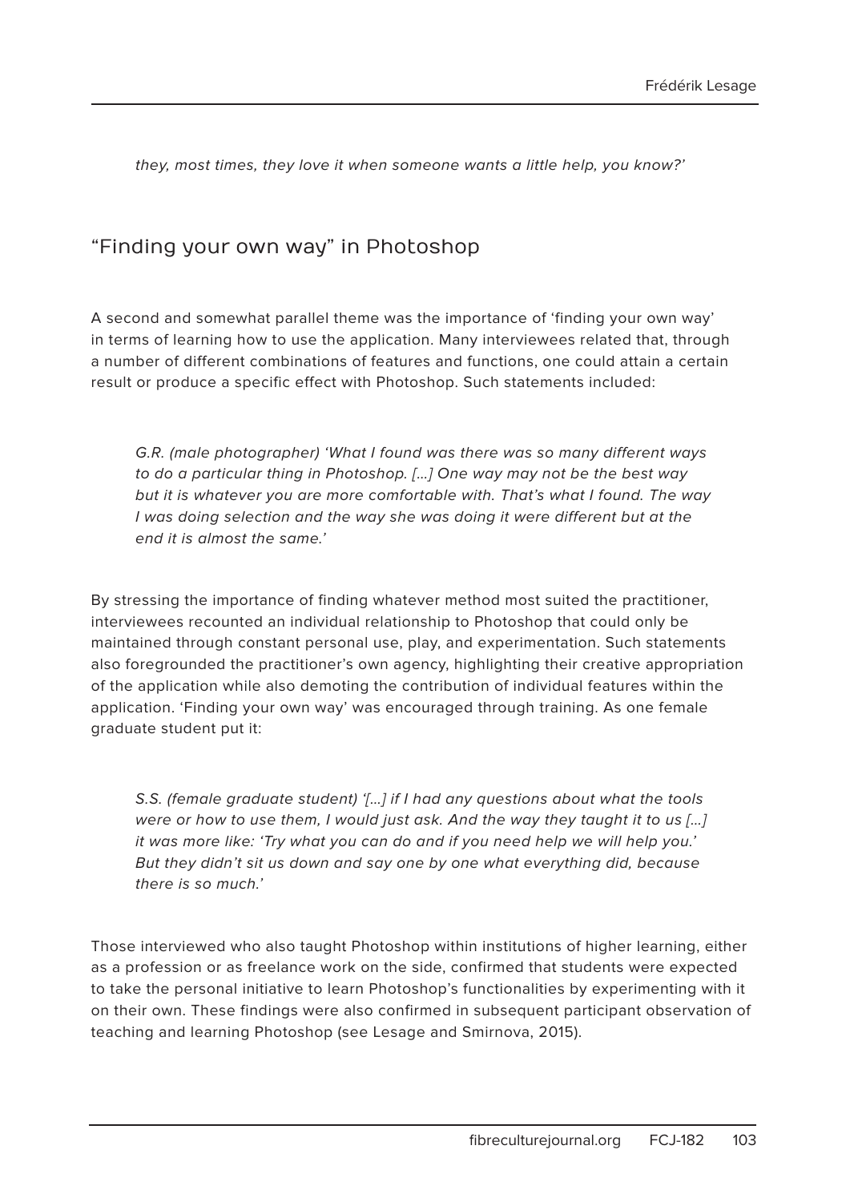*they, most times, they love it when someone wants a little help, you know?'*

## "Finding your own way" in Photoshop

A second and somewhat parallel theme was the importance of 'finding your own way' in terms of learning how to use the application. Many interviewees related that, through a number of different combinations of features and functions, one could attain a certain result or produce a specific effect with Photoshop. Such statements included:

> *G.R. (male photographer) 'What I found was there was so many different ways to do a particular thing in Photoshop. […] One way may not be the best way but it is whatever you are more comfortable with. That's what I found. The way I was doing selection and the way she was doing it were different but at the end it is almost the same.'*

By stressing the importance of finding whatever method most suited the practitioner, interviewees recounted an individual relationship to Photoshop that could only be maintained through constant personal use, play, and experimentation. Such statements also foregrounded the practitioner's own agency, highlighting their creative appropriation of the application while also demoting the contribution of individual features within the application. 'Finding your own way' was encouraged through training. As one female graduate student put it:

> *S.S. (female graduate student) '[…] if I had any questions about what the tools were or how to use them, I would just ask. And the way they taught it to us […] it was more like: 'Try what you can do and if you need help we will help you.' But they didn't sit us down and say one by one what everything did, because there is so much.'*

Those interviewed who also taught Photoshop within institutions of higher learning, either as a profession or as freelance work on the side, confirmed that students were expected to take the personal initiative to learn Photoshop's functionalities by experimenting with it on their own. These findings were also confirmed in subsequent participant observation of teaching and learning Photoshop (see Lesage and Smirnova, 2015).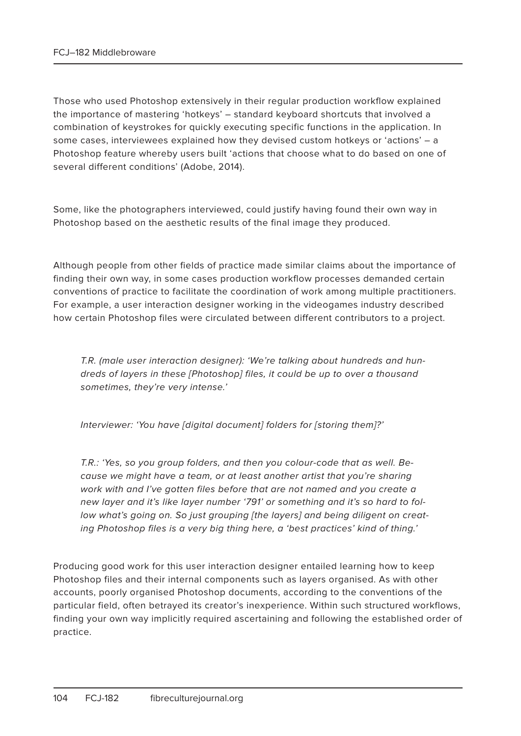Those who used Photoshop extensively in their regular production workflow explained the importance of mastering 'hotkeys' – standard keyboard shortcuts that involved a combination of keystrokes for quickly executing specific functions in the application. In some cases, interviewees explained how they devised custom hotkeys or 'actions' – a Photoshop feature whereby users built 'actions that choose what to do based on one of several different conditions' (Adobe, 2014).

Some, like the photographers interviewed, could justify having found their own way in Photoshop based on the aesthetic results of the final image they produced.

Although people from other fields of practice made similar claims about the importance of finding their own way, in some cases production workflow processes demanded certain conventions of practice to facilitate the coordination of work among multiple practitioners. For example, a user interaction designer working in the videogames industry described how certain Photoshop files were circulated between different contributors to a project.

> *T.R. (male user interaction designer): 'We're talking about hundreds and hundreds of layers in these [Photoshop] files, it could be up to over a thousand sometimes, they're very intense.'*
>
> *Interviewer: 'You have [digital document] folders for [storing them]?'*
>
> *T.R.: 'Yes, so you group folders, and then you colour-code that as well. Because we might have a team, or at least another artist that you're sharing work with and I've gotten files before that are not named and you create a new layer and it's like layer number '791' or something and it's so hard to follow what's going on. So just grouping [the layers] and being diligent on creating Photoshop files is a very big thing here, a 'best practices' kind of thing.'*

Producing good work for this user interaction designer entailed learning how to keep Photoshop files and their internal components such as layers organised. As with other accounts, poorly organised Photoshop documents, according to the conventions of the particular field, often betrayed its creator's inexperience. Within such structured workflows, finding your own way implicitly required ascertaining and following the established order of practice.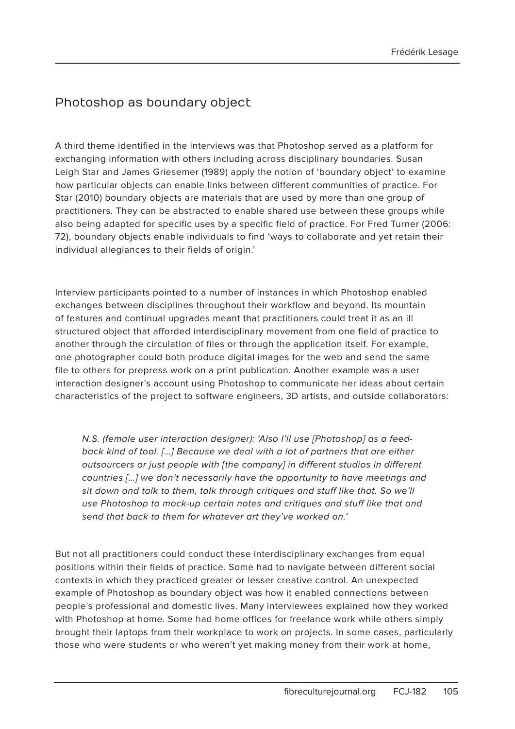## Photoshop as boundary object

A third theme identified in the interviews was that Photoshop served as a platform for exchanging information with others including across disciplinary boundaries. Susan Leigh Star and James Griesemer (1989) apply the notion of 'boundary object' to examine how particular objects can enable links between different communities of practice. For Star (2010) boundary objects are materials that are used by more than one group of practitioners. They can be abstracted to enable shared use between these groups while also being adapted for specific uses by a specific field of practice. For Fred Turner (2006: 72), boundary objects enable individuals to find 'ways to collaborate and yet retain their individual allegiances to their fields of origin.'

Interview participants pointed to a number of instances in which Photoshop enabled exchanges between disciplines throughout their workflow and beyond. Its mountain of features and continual upgrades meant that practitioners could treat it as an ill structured object that afforded interdisciplinary movement from one field of practice to another through the circulation of files or through the application itself. For example, one photographer could both produce digital images for the web and send the same file to others for prepress work on a print publication. Another example was a user interaction designer's account using Photoshop to communicate her ideas about certain characteristics of the project to software engineers, 3D artists, and outside collaborators:

> *N.S. (female user interaction designer): 'Also I'll use [Photoshop] as a feed-back kind of tool. [...] Because we deal with a lot of partners that are either outsourcers or just people with [the company] in different studios in different countries [...] we don't necessarily have the opportunity to have meetings and sit down and talk to them, talk through critiques and stuff like that. So we'll use Photoshop to mock-up certain notes and critiques and stuff like that and send that back to them for whatever art they've worked on.'*

But not all practitioners could conduct these interdisciplinary exchanges from equal positions within their fields of practice. Some had to navigate between different social contexts in which they practiced greater or lesser creative control. An unexpected example of Photoshop as boundary object was how it enabled connections between people's professional and domestic lives. Many interviewees explained how they worked with Photoshop at home. Some had home offices for freelance work while others simply brought their laptops from their workplace to work on projects. In some cases, particularly those who were students or who weren't yet making money from their work at home,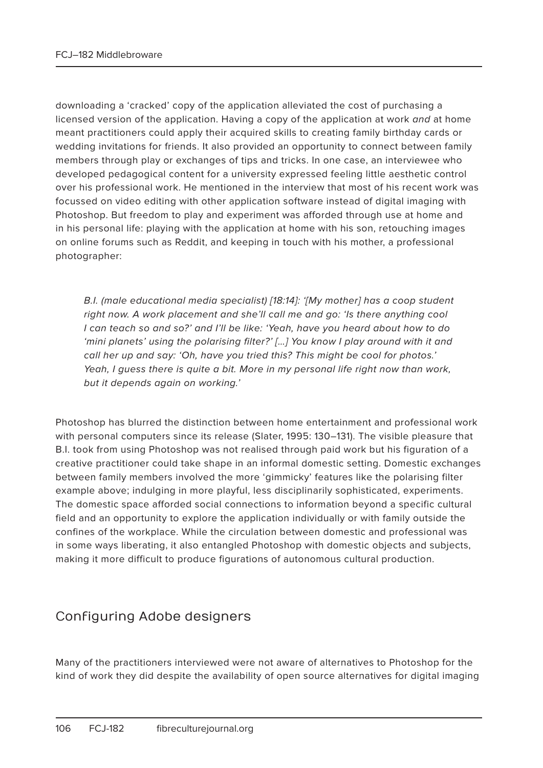downloading a 'cracked' copy of the application alleviated the cost of purchasing a licensed version of the application. Having a copy of the application at work *and* at home meant practitioners could apply their acquired skills to creating family birthday cards or wedding invitations for friends. It also provided an opportunity to connect between family members through play or exchanges of tips and tricks. In one case, an interviewee who developed pedagogical content for a university expressed feeling little aesthetic control over his professional work. He mentioned in the interview that most of his recent work was focussed on video editing with other application software instead of digital imaging with Photoshop. But freedom to play and experiment was afforded through use at home and in his personal life: playing with the application at home with his son, retouching images on online forums such as Reddit, and keeping in touch with his mother, a professional photographer:

> *B.I. (male educational media specialist) [18:14]: '[My mother] has a coop student right now. A work placement and she'll call me and go: 'Is there anything cool I can teach so and so?' and I'll be like: 'Yeah, have you heard about how to do 'mini planets' using the polarising filter?' [...] You know I play around with it and call her up and say: 'Oh, have you tried this? This might be cool for photos.' Yeah, I guess there is quite a bit. More in my personal life right now than work, but it depends again on working.'*

Photoshop has blurred the distinction between home entertainment and professional work with personal computers since its release (Slater, 1995: 130–131). The visible pleasure that B.I. took from using Photoshop was not realised through paid work but his figuration of a creative practitioner could take shape in an informal domestic setting. Domestic exchanges between family members involved the more 'gimmicky' features like the polarising filter example above; indulging in more playful, less disciplinarily sophisticated, experiments. The domestic space afforded social connections to information beyond a specific cultural field and an opportunity to explore the application individually or with family outside the confines of the workplace. While the circulation between domestic and professional was in some ways liberating, it also entangled Photoshop with domestic objects and subjects, making it more difficult to produce figurations of autonomous cultural production.

## Configuring Adobe designers

Many of the practitioners interviewed were not aware of alternatives to Photoshop for the kind of work they did despite the availability of open source alternatives for digital imaging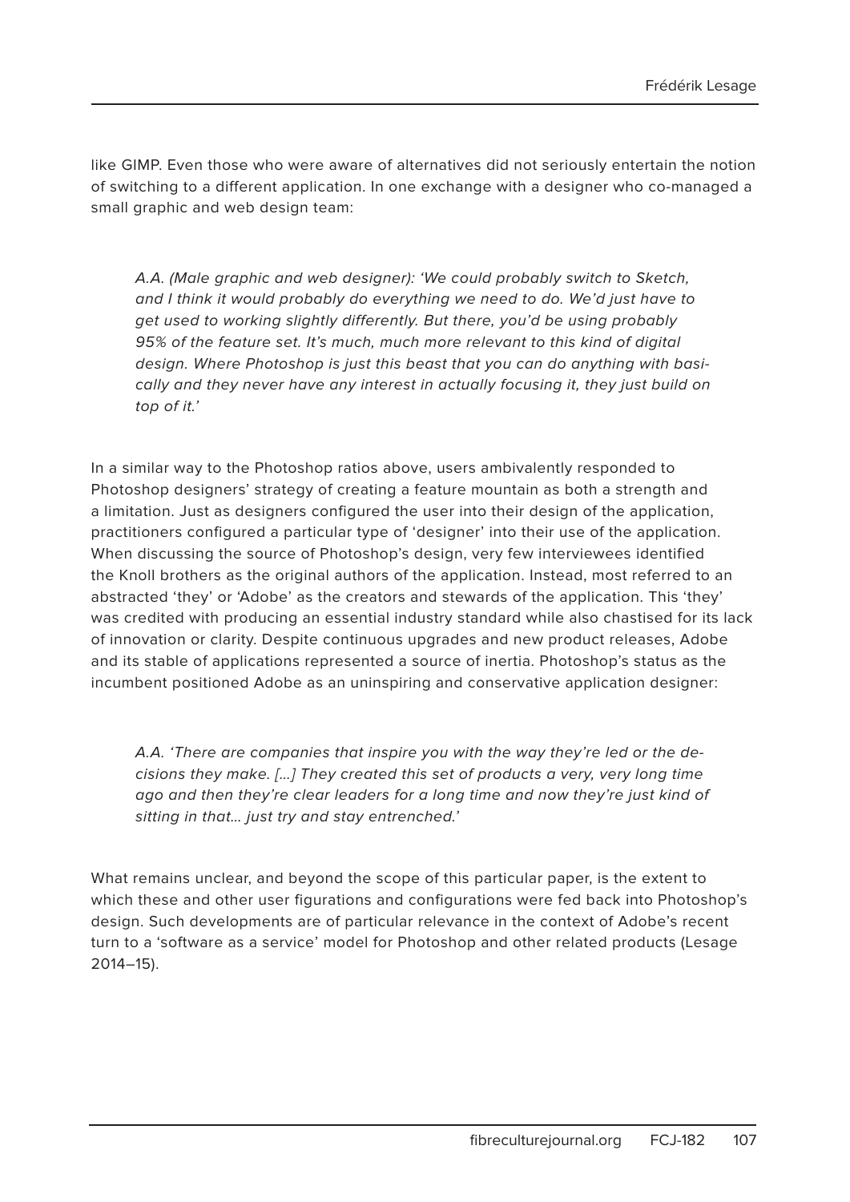like GIMP. Even those who were aware of alternatives did not seriously entertain the notion of switching to a different application. In one exchange with a designer who co-managed a small graphic and web design team:

> *A.A. (Male graphic and web designer): 'We could probably switch to Sketch, and I think it would probably do everything we need to do. We'd just have to get used to working slightly differently. But there, you'd be using probably 95% of the feature set. It's much, much more relevant to this kind of digital design. Where Photoshop is just this beast that you can do anything with basically and they never have any interest in actually focusing it, they just build on top of it.'*

In a similar way to the Photoshop ratios above, users ambivalently responded to Photoshop designers' strategy of creating a feature mountain as both a strength and a limitation. Just as designers configured the user into their design of the application, practitioners configured a particular type of 'designer' into their use of the application. When discussing the source of Photoshop's design, very few interviewees identified the Knoll brothers as the original authors of the application. Instead, most referred to an abstracted 'they' or 'Adobe' as the creators and stewards of the application. This 'they' was credited with producing an essential industry standard while also chastised for its lack of innovation or clarity. Despite continuous upgrades and new product releases, Adobe and its stable of applications represented a source of inertia. Photoshop's status as the incumbent positioned Adobe as an uninspiring and conservative application designer:

> *A.A. 'There are companies that inspire you with the way they're led or the decisions they make. [...] They created this set of products a very, very long time ago and then they're clear leaders for a long time and now they're just kind of sitting in that... just try and stay entrenched.'*

What remains unclear, and beyond the scope of this particular paper, is the extent to which these and other user figurations and configurations were fed back into Photoshop's design. Such developments are of particular relevance in the context of Adobe's recent turn to a 'software as a service' model for Photoshop and other related products (Lesage 2014–15).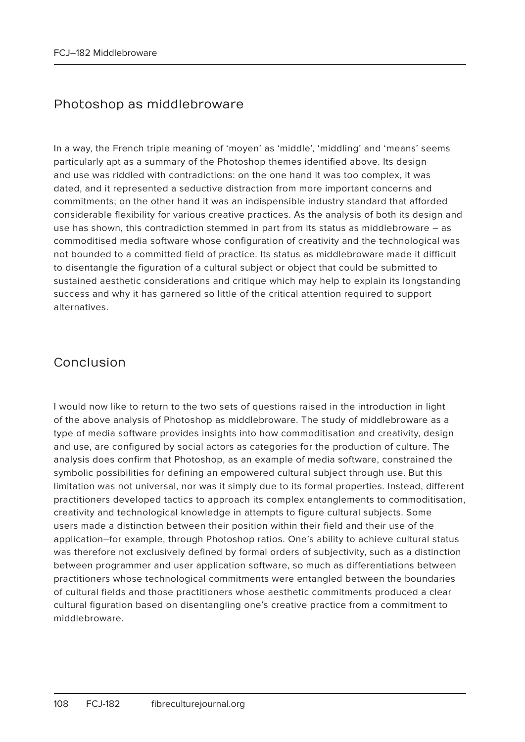## Photoshop as middlebroware

In a way, the French triple meaning of 'moyen' as 'middle', 'middling' and 'means' seems particularly apt as a summary of the Photoshop themes identified above. Its design and use was riddled with contradictions: on the one hand it was too complex, it was dated, and it represented a seductive distraction from more important concerns and commitments; on the other hand it was an indispensible industry standard that afforded considerable flexibility for various creative practices. As the analysis of both its design and use has shown, this contradiction stemmed in part from its status as middlebroware – as commoditised media software whose configuration of creativity and the technological was not bounded to a committed field of practice. Its status as middlebroware made it difficult to disentangle the figuration of a cultural subject or object that could be submitted to sustained aesthetic considerations and critique which may help to explain its longstanding success and why it has garnered so little of the critical attention required to support alternatives.

## Conclusion

I would now like to return to the two sets of questions raised in the introduction in light of the above analysis of Photoshop as middlebroware. The study of middlebroware as a type of media software provides insights into how commoditisation and creativity, design and use, are configured by social actors as categories for the production of culture. The analysis does confirm that Photoshop, as an example of media software, constrained the symbolic possibilities for defining an empowered cultural subject through use. But this limitation was not universal, nor was it simply due to its formal properties. Instead, different practitioners developed tactics to approach its complex entanglements to commoditisation, creativity and technological knowledge in attempts to figure cultural subjects. Some users made a distinction between their position within their field and their use of the application–for example, through Photoshop ratios. One's ability to achieve cultural status was therefore not exclusively defined by formal orders of subjectivity, such as a distinction between programmer and user application software, so much as differentiations between practitioners whose technological commitments were entangled between the boundaries of cultural fields and those practitioners whose aesthetic commitments produced a clear cultural figuration based on disentangling one's creative practice from a commitment to middlebroware.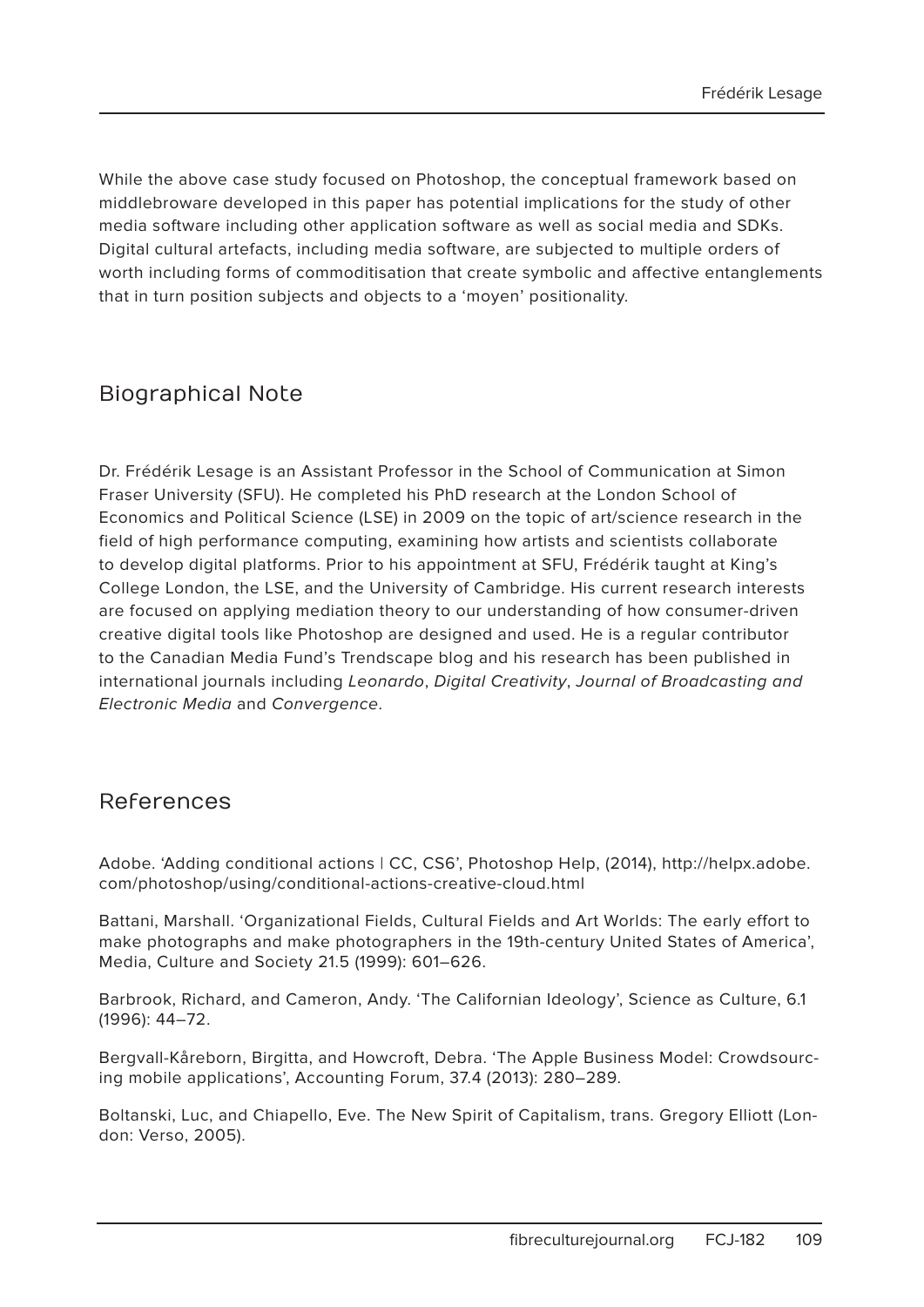While the above case study focused on Photoshop, the conceptual framework based on middlebroware developed in this paper has potential implications for the study of other media software including other application software as well as social media and SDKs. Digital cultural artefacts, including media software, are subjected to multiple orders of worth including forms of commoditisation that create symbolic and affective entanglements that in turn position subjects and objects to a 'moyen' positionality.

## Biographical Note

Dr. Frédérik Lesage is an Assistant Professor in the School of Communication at Simon Fraser University (SFU). He completed his PhD research at the London School of Economics and Political Science (LSE) in 2009 on the topic of art/science research in the field of high performance computing, examining how artists and scientists collaborate to develop digital platforms. Prior to his appointment at SFU, Frédérik taught at King's College London, the LSE, and the University of Cambridge. His current research interests are focused on applying mediation theory to our understanding of how consumer-driven creative digital tools like Photoshop are designed and used. He is a regular contributor to the Canadian Media Fund's Trendscape blog and his research has been published in international journals including *Leonardo*, *Digital Creativity*, *Journal of Broadcasting and Electronic Media* and *Convergence*.

## References

Adobe. 'Adding conditional actions | CC, CS6', Photoshop Help, (2014), http://helpx.adobe.com/photoshop/using/conditional-actions-creative-cloud.html

Battani, Marshall. 'Organizational Fields, Cultural Fields and Art Worlds: The early effort to make photographs and make photographers in the 19th-century United States of America', Media, Culture and Society 21.5 (1999): 601–626.

Barbrook, Richard, and Cameron, Andy. 'The Californian Ideology', Science as Culture, 6.1 (1996): 44–72.

Bergvall-Kåreborn, Birgitta, and Howcroft, Debra. 'The Apple Business Model: Crowdsourcing mobile applications', Accounting Forum, 37.4 (2013): 280–289.

Boltanski, Luc, and Chiapello, Eve. The New Spirit of Capitalism, trans. Gregory Elliott (London: Verso, 2005).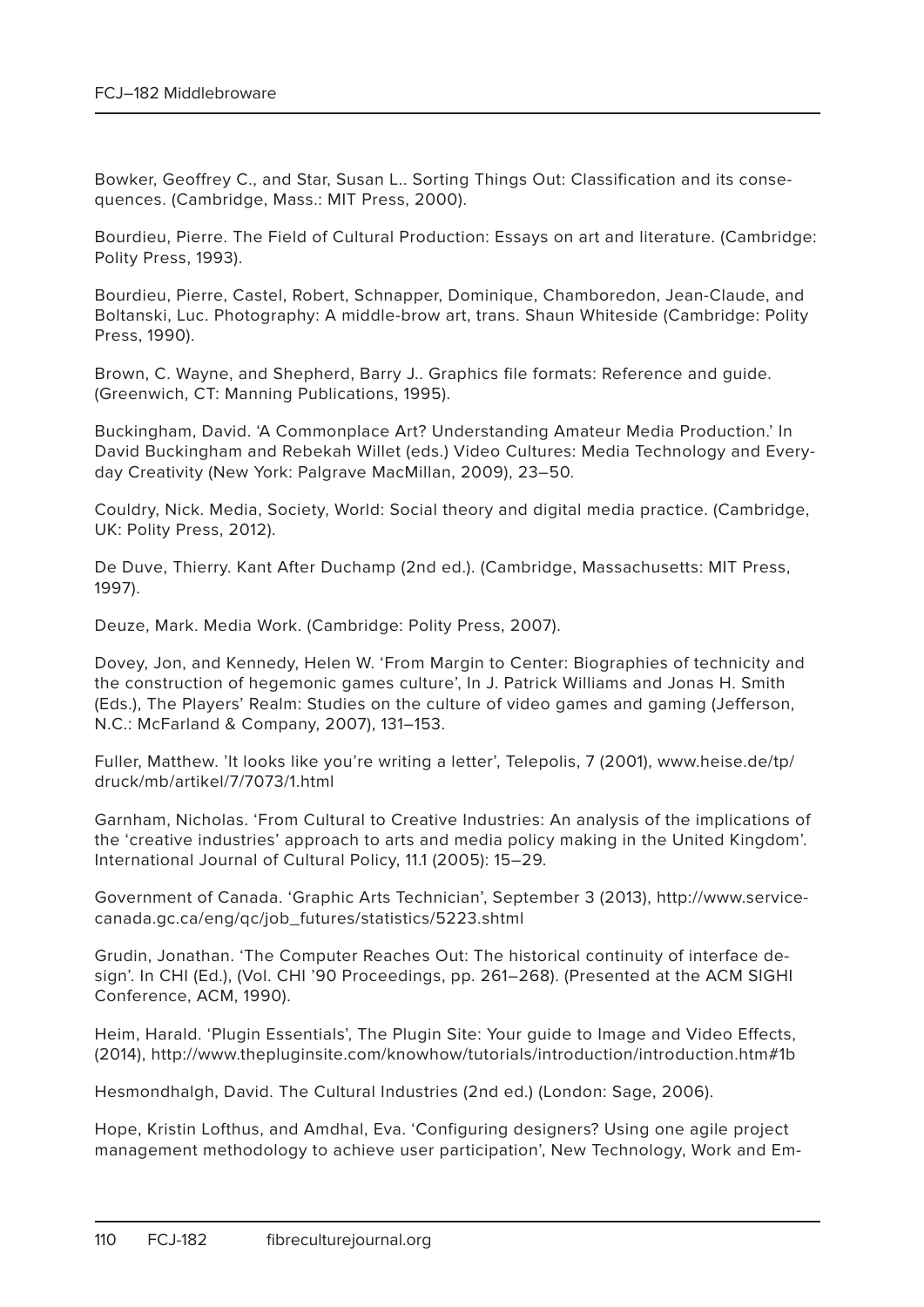Bowker, Geoffrey C., and Star, Susan L.. Sorting Things Out: Classification and its consequences. (Cambridge, Mass.: MIT Press, 2000).

Bourdieu, Pierre. The Field of Cultural Production: Essays on art and literature. (Cambridge: Polity Press, 1993).

Bourdieu, Pierre, Castel, Robert, Schnapper, Dominique, Chamboredon, Jean-Claude, and Boltanski, Luc. Photography: A middle-brow art, trans. Shaun Whiteside (Cambridge: Polity Press, 1990).

Brown, C. Wayne, and Shepherd, Barry J.. Graphics file formats: Reference and guide. (Greenwich, CT: Manning Publications, 1995).

Buckingham, David. 'A Commonplace Art? Understanding Amateur Media Production.' In David Buckingham and Rebekah Willet (eds.) Video Cultures: Media Technology and Everyday Creativity (New York: Palgrave MacMillan, 2009), 23–50.

Couldry, Nick. Media, Society, World: Social theory and digital media practice. (Cambridge, UK: Polity Press, 2012).

De Duve, Thierry. Kant After Duchamp (2nd ed.). (Cambridge, Massachusetts: MIT Press, 1997).

Deuze, Mark. Media Work. (Cambridge: Polity Press, 2007).

Dovey, Jon, and Kennedy, Helen W. 'From Margin to Center: Biographies of technicity and the construction of hegemonic games culture', In J. Patrick Williams and Jonas H. Smith (Eds.), The Players' Realm: Studies on the culture of video games and gaming (Jefferson, N.C.: McFarland & Company, 2007), 131–153.

Fuller, Matthew. 'It looks like you're writing a letter', Telepolis, 7 (2001), www.heise.de/tp/druck/mb/artikel/7/7073/1.html

Garnham, Nicholas. 'From Cultural to Creative Industries: An analysis of the implications of the 'creative industries' approach to arts and media policy making in the United Kingdom'. International Journal of Cultural Policy, 11.1 (2005): 15–29.

Government of Canada. 'Graphic Arts Technician', September 3 (2013), http://www.servicecanada.gc.ca/eng/qc/job_futures/statistics/5223.shtml

Grudin, Jonathan. 'The Computer Reaches Out: The historical continuity of interface design'. In CHI (Ed.), (Vol. CHI '90 Proceedings, pp. 261–268). (Presented at the ACM SIGHI Conference, ACM, 1990).

Heim, Harald. 'Plugin Essentials', The Plugin Site: Your guide to Image and Video Effects, (2014), http://www.thepluginsite.com/knowhow/tutorials/introduction/introduction.htm#1b

Hesmondhalgh, David. The Cultural Industries (2nd ed.) (London: Sage, 2006).

Hope, Kristin Lofthus, and Amdhal, Eva. 'Configuring designers? Using one agile project management methodology to achieve user participation', New Technology, Work and Em-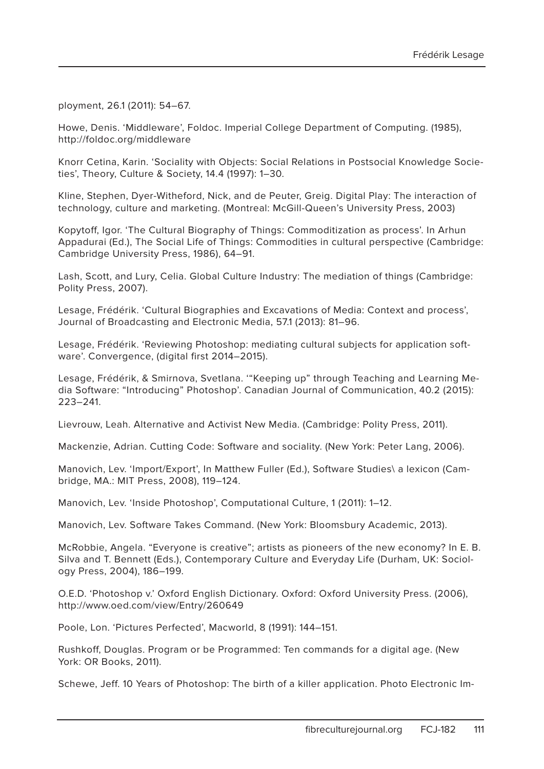ployment, 26.1 (2011): 54–67.

Howe, Denis. 'Middleware', Foldoc. Imperial College Department of Computing. (1985), http://foldoc.org/middleware

Knorr Cetina, Karin. 'Sociality with Objects: Social Relations in Postsocial Knowledge Societies', Theory, Culture & Society, 14.4 (1997): 1–30.

Kline, Stephen, Dyer-Witheford, Nick, and de Peuter, Greig. Digital Play: The interaction of technology, culture and marketing. (Montreal: McGill-Queen's University Press, 2003)

Kopytoff, Igor. 'The Cultural Biography of Things: Commoditization as process'. In Arhun Appadurai (Ed.), The Social Life of Things: Commodities in cultural perspective (Cambridge: Cambridge University Press, 1986), 64–91.

Lash, Scott, and Lury, Celia. Global Culture Industry: The mediation of things (Cambridge: Polity Press, 2007).

Lesage, Frédérik. 'Cultural Biographies and Excavations of Media: Context and process', Journal of Broadcasting and Electronic Media, 57.1 (2013): 81–96.

Lesage, Frédérik. 'Reviewing Photoshop: mediating cultural subjects for application software'. Convergence, (digital first 2014–2015).

Lesage, Frédérik, & Smirnova, Svetlana. '"Keeping up" through Teaching and Learning Media Software: "Introducing" Photoshop'. Canadian Journal of Communication, 40.2 (2015): 223–241.

Lievrouw, Leah. Alternative and Activist New Media. (Cambridge: Polity Press, 2011).

Mackenzie, Adrian. Cutting Code: Software and sociality. (New York: Peter Lang, 2006).

Manovich, Lev. 'Import/Export', In Matthew Fuller (Ed.), Software Studies\ a lexicon (Cambridge, MA.: MIT Press, 2008), 119–124.

Manovich, Lev. 'Inside Photoshop', Computational Culture, 1 (2011): 1–12.

Manovich, Lev. Software Takes Command. (New York: Bloomsbury Academic, 2013).

McRobbie, Angela. "Everyone is creative"; artists as pioneers of the new economy? In E. B. Silva and T. Bennett (Eds.), Contemporary Culture and Everyday Life (Durham, UK: Sociology Press, 2004), 186–199.

O.E.D. 'Photoshop v.' Oxford English Dictionary. Oxford: Oxford University Press. (2006), http://www.oed.com/view/Entry/260649

Poole, Lon. 'Pictures Perfected', Macworld, 8 (1991): 144–151.

Rushkoff, Douglas. Program or be Programmed: Ten commands for a digital age. (New York: OR Books, 2011).

Schewe, Jeff. 10 Years of Photoshop: The birth of a killer application. Photo Electronic Im-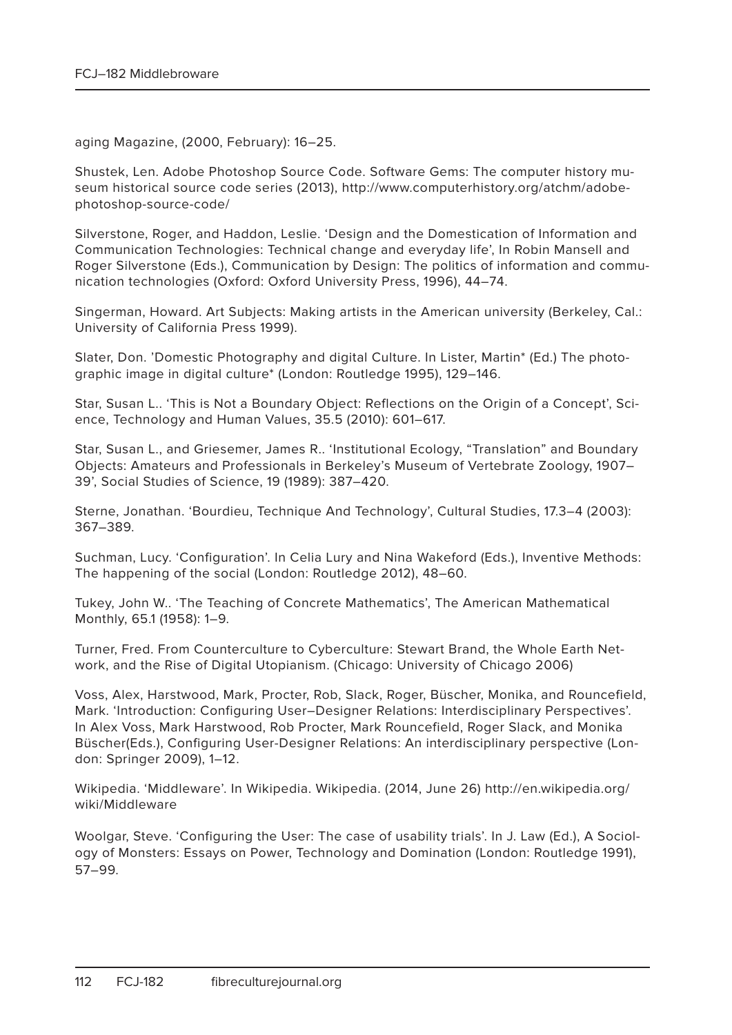aging Magazine, (2000, February): 16–25.

Shustek, Len. Adobe Photoshop Source Code. Software Gems: The computer history museum historical source code series (2013), http://www.computerhistory.org/atchm/adobe-photoshop-source-code/

Silverstone, Roger, and Haddon, Leslie. 'Design and the Domestication of Information and Communication Technologies: Technical change and everyday life', In Robin Mansell and Roger Silverstone (Eds.), Communication by Design: The politics of information and communication technologies (Oxford: Oxford University Press, 1996), 44–74.

Singerman, Howard. Art Subjects: Making artists in the American university (Berkeley, Cal.: University of California Press 1999).

Slater, Don. 'Domestic Photography and digital Culture. In Lister, Martin* (Ed.) The photographic image in digital culture* (London: Routledge 1995), 129–146.

Star, Susan L.. 'This is Not a Boundary Object: Reflections on the Origin of a Concept', Science, Technology and Human Values, 35.5 (2010): 601–617.

Star, Susan L., and Griesemer, James R.. 'Institutional Ecology, "Translation" and Boundary Objects: Amateurs and Professionals in Berkeley's Museum of Vertebrate Zoology, 1907–39', Social Studies of Science, 19 (1989): 387–420.

Sterne, Jonathan. 'Bourdieu, Technique And Technology', Cultural Studies, 17.3–4 (2003): 367–389.

Suchman, Lucy. 'Configuration'. In Celia Lury and Nina Wakeford (Eds.), Inventive Methods: The happening of the social (London: Routledge 2012), 48–60.

Tukey, John W.. 'The Teaching of Concrete Mathematics', The American Mathematical Monthly, 65.1 (1958): 1–9.

Turner, Fred. From Counterculture to Cyberculture: Stewart Brand, the Whole Earth Network, and the Rise of Digital Utopianism. (Chicago: University of Chicago 2006)

Voss, Alex, Harstwood, Mark, Procter, Rob, Slack, Roger, Büscher, Monika, and Rouncefield, Mark. 'Introduction: Configuring User–Designer Relations: Interdisciplinary Perspectives'. In Alex Voss, Mark Harstwood, Rob Procter, Mark Rouncefield, Roger Slack, and Monika Büscher(Eds.), Configuring User-Designer Relations: An interdisciplinary perspective (London: Springer 2009), 1–12.

Wikipedia. 'Middleware'. In Wikipedia. Wikipedia. (2014, June 26) http://en.wikipedia.org/wiki/Middleware

Woolgar, Steve. 'Configuring the User: The case of usability trials'. In J. Law (Ed.), A Sociology of Monsters: Essays on Power, Technology and Domination (London: Routledge 1991), 57–99.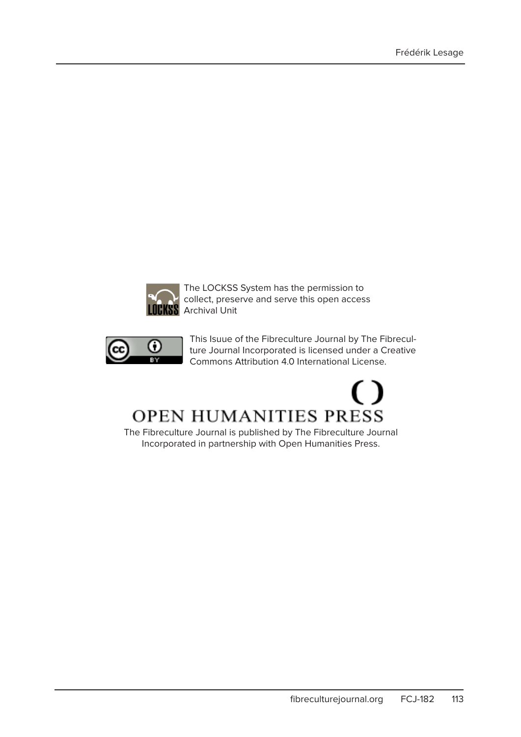The LOCKSS System has the permission to collect, preserve and serve this open access Archival Unit

This Isuue of the Fibreculture Journal by The Fibreculture Journal Incorporated is licensed under a Creative Commons Attribution 4.0 International License.

OPEN HUMANITIES PRESS

The Fibreculture Journal is published by The Fibreculture Journal Incorporated in partnership with Open Humanities Press.